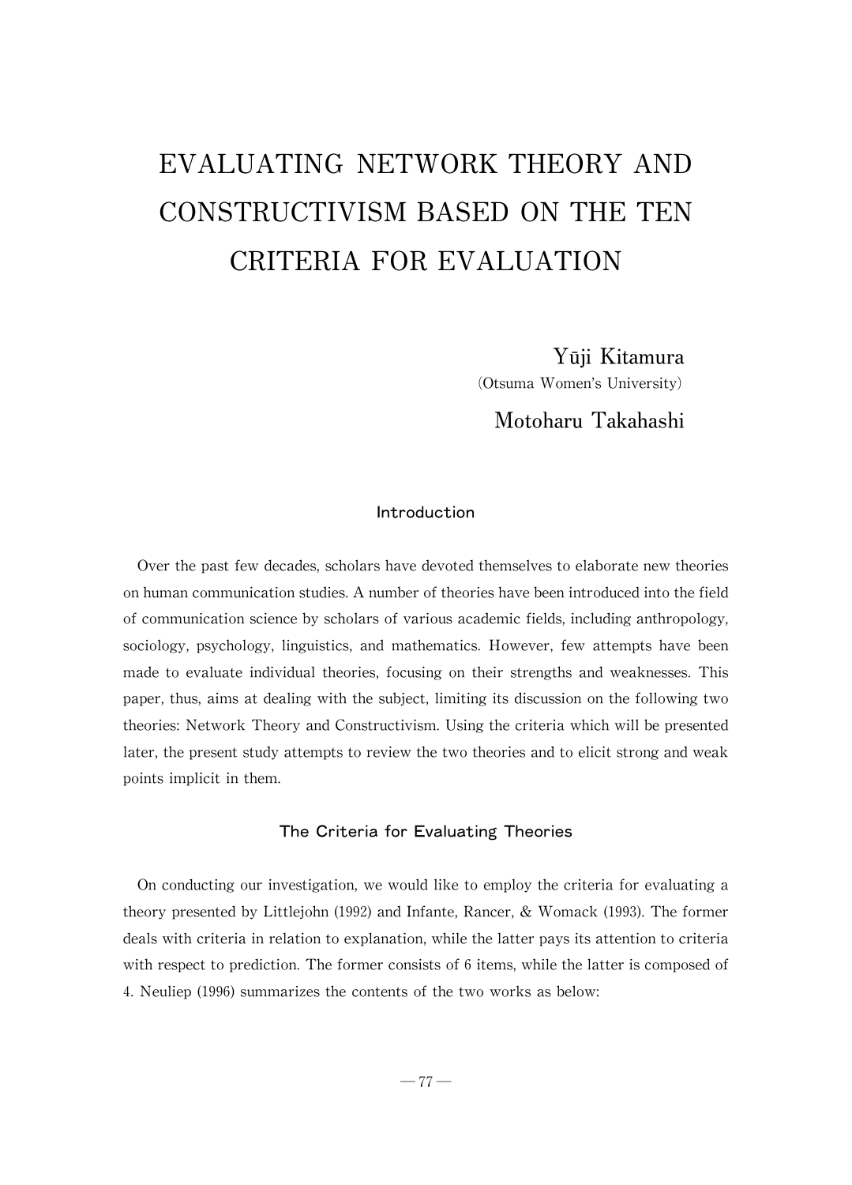# EVALUATING NETWORK THEORY AND CONSTRUCTIVISM BASED ON THE TEN CRITERIA FOR EVALUATION

Yūji Kitamura
(Otsuma Women's University)

Motoharu Takahashi

## Introduction

Over the past few decades, scholars have devoted themselves to elaborate new theories on human communication studies. A number of theories have been introduced into the field of communication science by scholars of various academic fields, including anthropology, sociology, psychology, linguistics, and mathematics. However, few attempts have been made to evaluate individual theories, focusing on their strengths and weaknesses. This paper, thus, aims at dealing with the subject, limiting its discussion on the following two theories: Network Theory and Constructivism. Using the criteria which will be presented later, the present study attempts to review the two theories and to elicit strong and weak points implicit in them.

## The Criteria for Evaluating Theories

On conducting our investigation, we would like to employ the criteria for evaluating a theory presented by Littlejohn (1992) and Infante, Rancer, & Womack (1993). The former deals with criteria in relation to explanation, while the latter pays its attention to criteria with respect to prediction. The former consists of 6 items, while the latter is composed of 4. Neuliep (1996) summarizes the contents of the two works as below: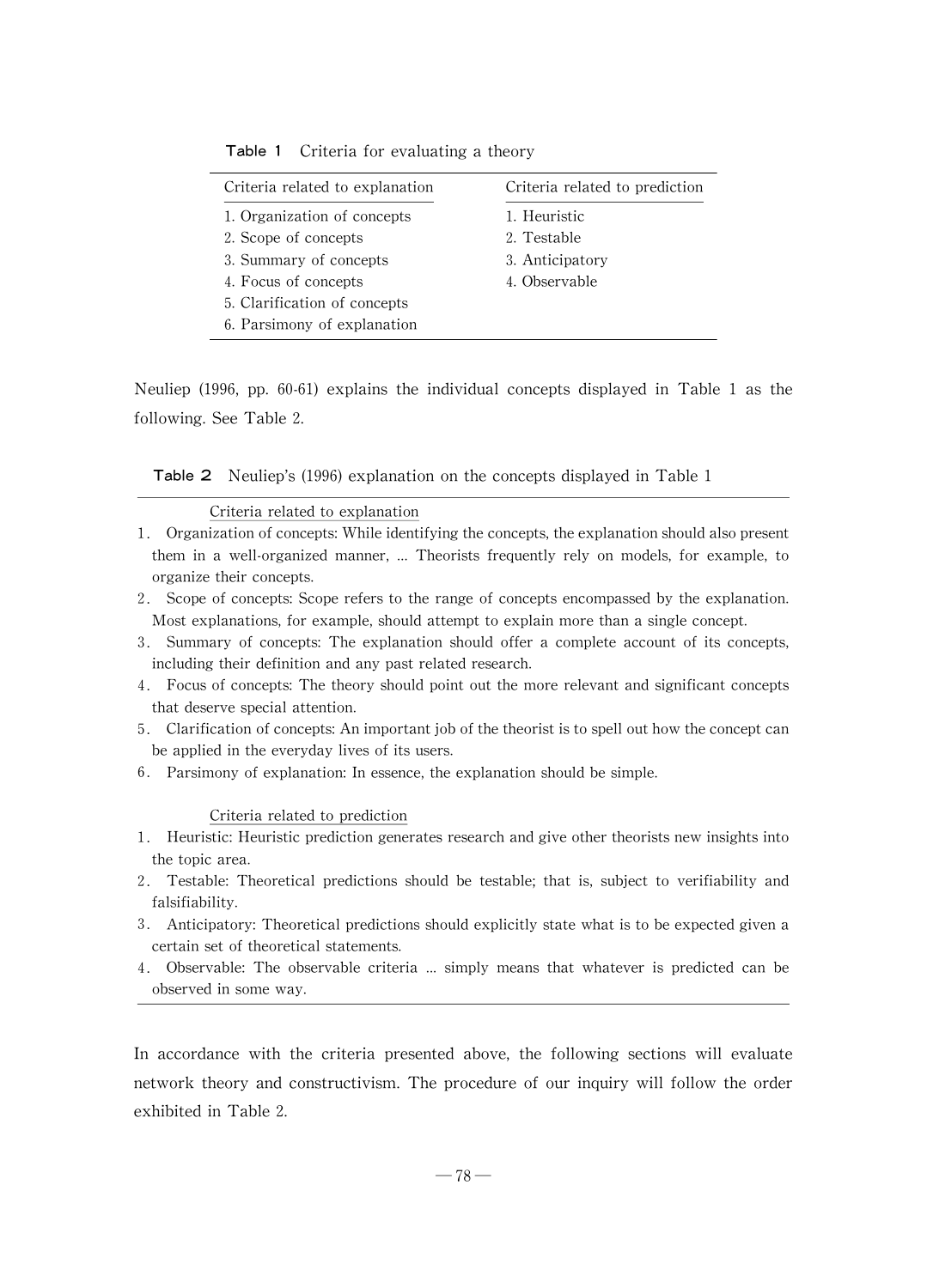**Table 1** Criteria for evaluating a theory

| Criteria related to explanation | Criteria related to prediction |
| --- | --- |
| 1. Organization of concepts | 1. Heuristic |
| 2. Scope of concepts | 2. Testable |
| 3. Summary of concepts | 3. Anticipatory |
| 4. Focus of concepts | 4. Observable |
| 5. Clarification of concepts | |
| 6. Parsimony of explanation | |

Neuliep (1996, pp. 60-61) explains the individual concepts displayed in Table 1 as the following. See Table 2.

**Table 2** Neuliep's (1996) explanation on the concepts displayed in Table 1

Criteria related to explanation

1. Organization of concepts: While identifying the concepts, the explanation should also present them in a well-organized manner, ... Theorists frequently rely on models, for example, to organize their concepts.
2. Scope of concepts: Scope refers to the range of concepts encompassed by the explanation. Most explanations, for example, should attempt to explain more than a single concept.
3. Summary of concepts: The explanation should offer a complete account of its concepts, including their definition and any past related research.
4. Focus of concepts: The theory should point out the more relevant and significant concepts that deserve special attention.
5. Clarification of concepts: An important job of the theorist is to spell out how the concept can be applied in the everyday lives of its users.
6. Parsimony of explanation: In essence, the explanation should be simple.

Criteria related to prediction

1. Heuristic: Heuristic prediction generates research and give other theorists new insights into the topic area.
2. Testable: Theoretical predictions should be testable; that is, subject to verifiability and falsifiability.
3. Anticipatory: Theoretical predictions should explicitly state what is to be expected given a certain set of theoretical statements.
4. Observable: The observable criteria ... simply means that whatever is predicted can be observed in some way.

In accordance with the criteria presented above, the following sections will evaluate network theory and constructivism. The procedure of our inquiry will follow the order exhibited in Table 2.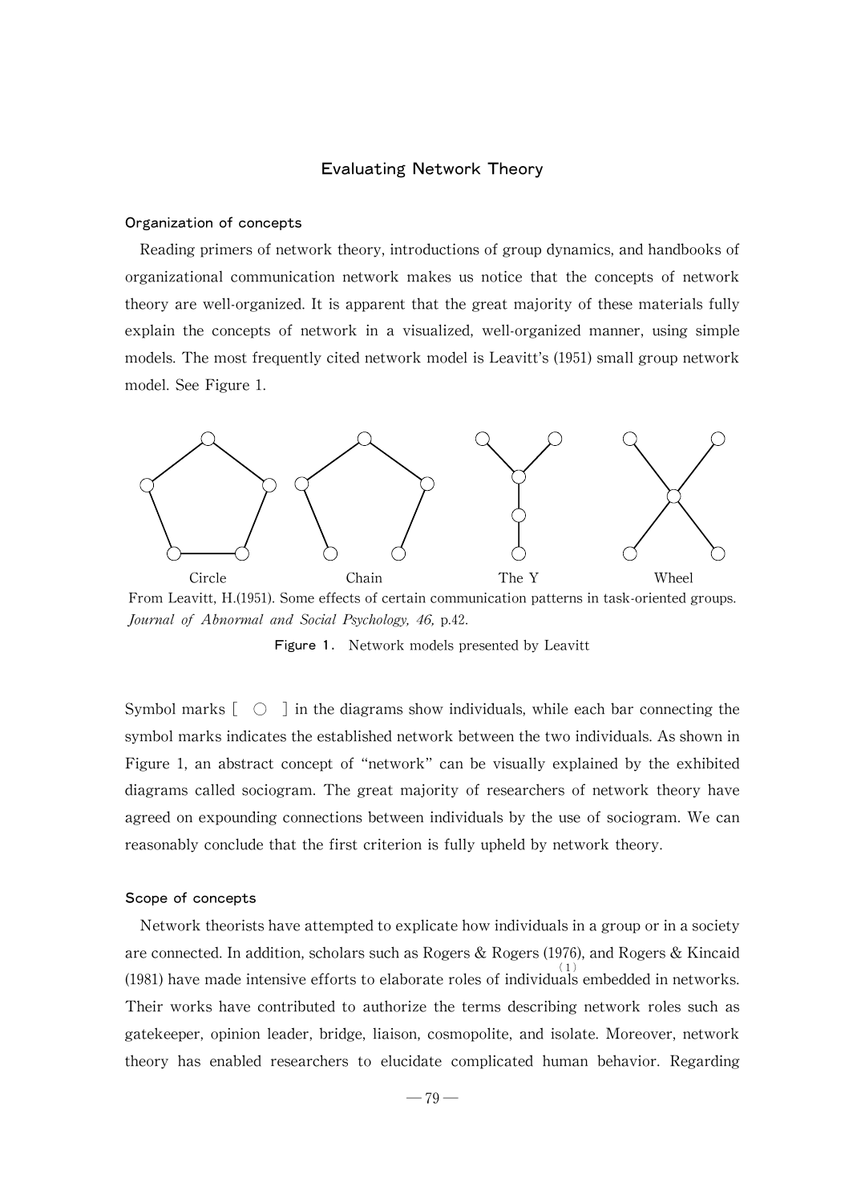## Evaluating Network Theory

### Organization of concepts

Reading primers of network theory, introductions of group dynamics, and handbooks of organizational communication network makes us notice that the concepts of network theory are well-organized. It is apparent that the great majority of these materials fully explain the concepts of network in a visualized, well-organized manner, using simple models. The most frequently cited network model is Leavitt's (1951) small group network model. See Figure 1.

Circle　Chain　The Y　Wheel

From Leavitt, H.(1951). Some effects of certain communication patterns in task-oriented groups. *Journal of Abnormal and Social Psychology, 46,* p.42.

**Figure 1.** Network models presented by Leavitt

Symbol marks [ ○ ] in the diagrams show individuals, while each bar connecting the symbol marks indicates the established network between the two individuals. As shown in Figure 1, an abstract concept of "network" can be visually explained by the exhibited diagrams called sociogram. The great majority of researchers of network theory have agreed on expounding connections between individuals by the use of sociogram. We can reasonably conclude that the first criterion is fully upheld by network theory.

### Scope of concepts

Network theorists have attempted to explicate how individuals in a group or in a society are connected. In addition, scholars such as Rogers & Rogers (1976), and Rogers & Kincaid (1981) have made intensive efforts to elaborate roles of individuals[(1)] embedded in networks. Their works have contributed to authorize the terms describing network roles such as gatekeeper, opinion leader, bridge, liaison, cosmopolite, and isolate. Moreover, network theory has enabled researchers to elucidate complicated human behavior. Regarding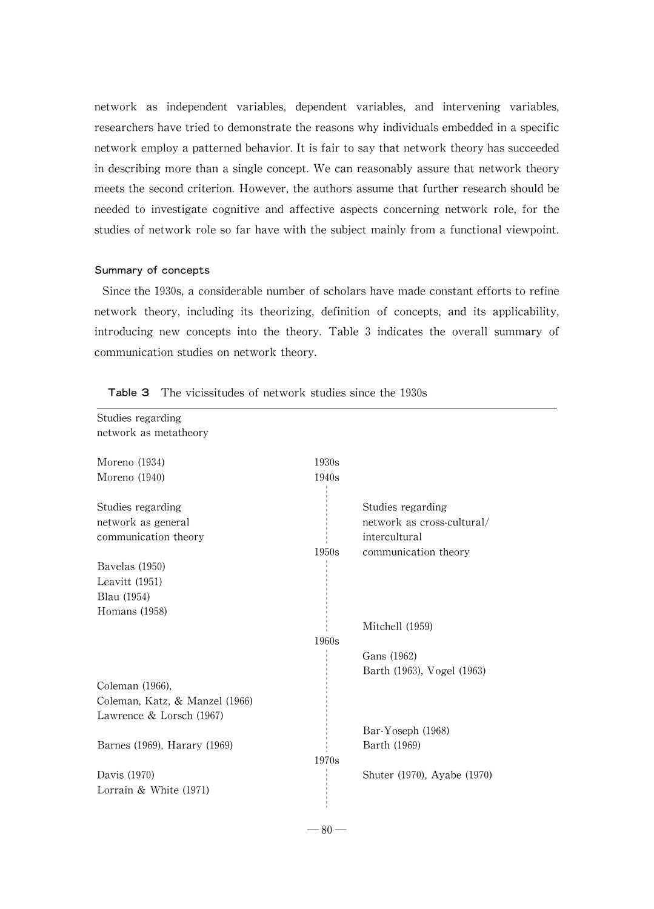network as independent variables, dependent variables, and intervening variables, researchers have tried to demonstrate the reasons why individuals embedded in a specific network employ a patterned behavior. It is fair to say that network theory has succeeded in describing more than a single concept. We can reasonably assure that network theory meets the second criterion. However, the authors assume that further research should be needed to investigate cognitive and affective aspects concerning network role, for the studies of network role so far have with the subject mainly from a functional viewpoint.

### Summary of concepts

Since the 1930s, a considerable number of scholars have made constant efforts to refine network theory, including its theorizing, definition of concepts, and its applicability, introducing new concepts into the theory. Table 3 indicates the overall summary of communication studies on network theory.

**Table 3** The vicissitudes of network studies since the 1930s

| Studies regarding network as metatheory | | |
|---|---|---|
| Moreno (1934) | 1930s | |
| Moreno (1940) | 1940s | |
| Studies regarding network as general communication theory | | Studies regarding network as cross-cultural/ intercultural communication theory |
| | 1950s | |
| Bavelas (1950) | | |
| Leavitt (1951) | | |
| Blau (1954) | | |
| Homans (1958) | | |
| | | Mitchell (1959) |
| | 1960s | |
| | | Gans (1962) |
| | | Barth (1963), Vogel (1963) |
| Coleman (1966), | | |
| Coleman, Katz, & Manzel (1966) | | |
| Lawrence & Lorsch (1967) | | |
| | | Bar-Yoseph (1968) |
| Barnes (1969), Harary (1969) | | Barth (1969) |
| | 1970s | |
| Davis (1970) | | Shuter (1970), Ayabe (1970) |
| Lorrain & White (1971) | | |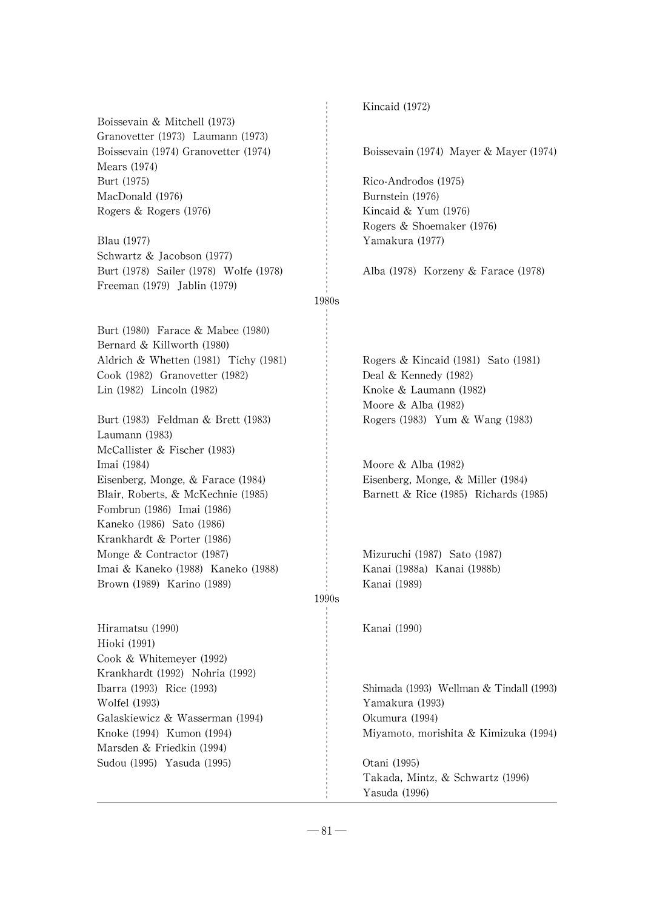| | |
|---|---|
| | Kincaid (1972) |
| Boissevain & Mitchell (1973) | |
| Granovetter (1973) Laumann (1973) | |
| Boissevain (1974) Granovetter (1974) | Boissevain (1974) Mayer & Mayer (1974) |
| Mears (1974) | |
| Burt (1975) | Rico-Androdos (1975) |
| MacDonald (1976) | Burnstein (1976) |
| Rogers & Rogers (1976) | Kincaid & Yum (1976) |
| | Rogers & Shoemaker (1976) |
| Blau (1977) | Yamakura (1977) |
| Schwartz & Jacobson (1977) | |
| Burt (1978) Sailer (1978) Wolfe (1978) | Alba (1978) Korzeny & Farace (1978) |
| Freeman (1979) Jablin (1979) | |
| 1980s | |
| Burt (1980) Farace & Mabee (1980) | |
| Bernard & Killworth (1980) | |
| Aldrich & Whetten (1981) Tichy (1981) | Rogers & Kincaid (1981) Sato (1981) |
| Cook (1982) Granovetter (1982) | Deal & Kennedy (1982) |
| Lin (1982) Lincoln (1982) | Knoke & Laumann (1982) |
| | Moore & Alba (1982) |
| Burt (1983) Feldman & Brett (1983) | Rogers (1983) Yum & Wang (1983) |
| Laumann (1983) | |
| McCallister & Fischer (1983) | |
| Imai (1984) | Moore & Alba (1982) |
| Eisenberg, Monge, & Farace (1984) | Eisenberg, Monge, & Miller (1984) |
| Blair, Roberts, & McKechnie (1985) | Barnett & Rice (1985) Richards (1985) |
| Fombrun (1986) Imai (1986) | |
| Kaneko (1986) Sato (1986) | |
| Krankhardt & Porter (1986) | |
| Monge & Contractor (1987) | Mizuruchi (1987) Sato (1987) |
| Imai & Kaneko (1988) Kaneko (1988) | Kanai (1988a) Kanai (1988b) |
| Brown (1989) Karino (1989) | Kanai (1989) |
| 1990s | |
| Hiramatsu (1990) | Kanai (1990) |
| Hioki (1991) | |
| Cook & Whitemeyer (1992) | |
| Krankhardt (1992) Nohria (1992) | |
| Ibarra (1993) Rice (1993) | Shimada (1993) Wellman & Tindall (1993) |
| Wolfel (1993) | Yamakura (1993) |
| Galaskiewicz & Wasserman (1994) | Okumura (1994) |
| Knoke (1994) Kumon (1994) | Miyamoto, morishita & Kimizuka (1994) |
| Marsden & Friedkin (1994) | |
| Sudou (1995) Yasuda (1995) | Otani (1995) |
| | Takada, Mintz, & Schwartz (1996) |
| | Yasuda (1996) |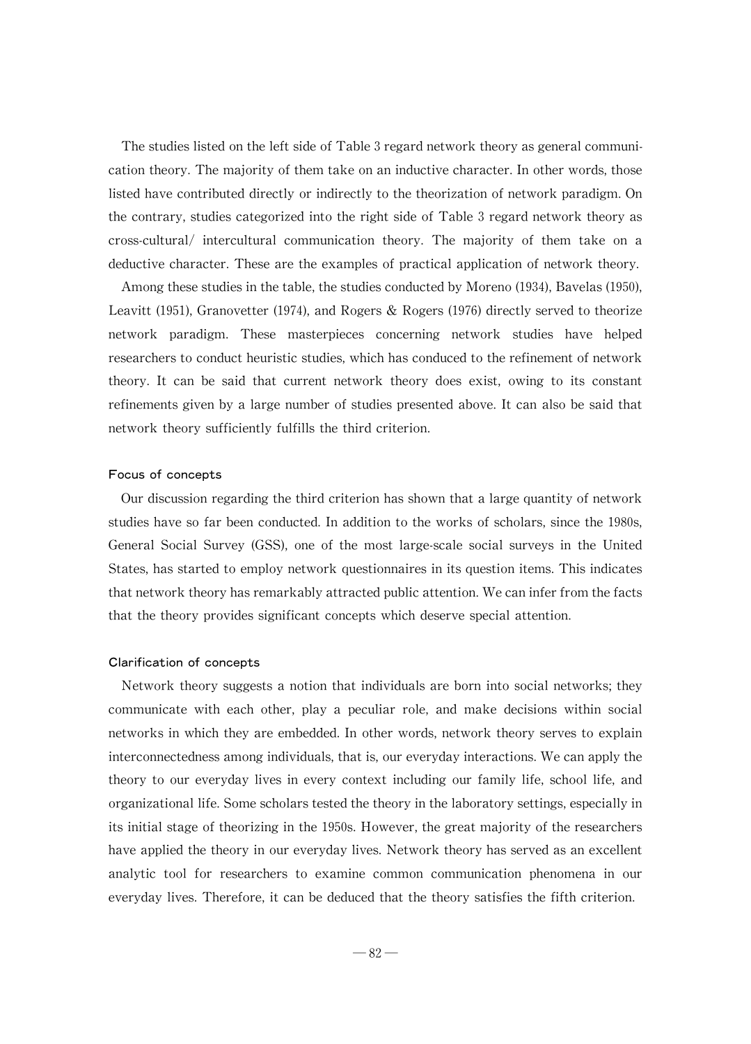The studies listed on the left side of Table 3 regard network theory as general communication theory. The majority of them take on an inductive character. In other words, those listed have contributed directly or indirectly to the theorization of network paradigm. On the contrary, studies categorized into the right side of Table 3 regard network theory as cross-cultural/ intercultural communication theory. The majority of them take on a deductive character. These are the examples of practical application of network theory.

Among these studies in the table, the studies conducted by Moreno (1934), Bavelas (1950), Leavitt (1951), Granovetter (1974), and Rogers & Rogers (1976) directly served to theorize network paradigm. These masterpieces concerning network studies have helped researchers to conduct heuristic studies, which has conduced to the refinement of network theory. It can be said that current network theory does exist, owing to its constant refinements given by a large number of studies presented above. It can also be said that network theory sufficiently fulfills the third criterion.

#### Focus of concepts

Our discussion regarding the third criterion has shown that a large quantity of network studies have so far been conducted. In addition to the works of scholars, since the 1980s, General Social Survey (GSS), one of the most large-scale social surveys in the United States, has started to employ network questionnaires in its question items. This indicates that network theory has remarkably attracted public attention. We can infer from the facts that the theory provides significant concepts which deserve special attention.

#### Clarification of concepts

Network theory suggests a notion that individuals are born into social networks; they communicate with each other, play a peculiar role, and make decisions within social networks in which they are embedded. In other words, network theory serves to explain interconnectedness among individuals, that is, our everyday interactions. We can apply the theory to our everyday lives in every context including our family life, school life, and organizational life. Some scholars tested the theory in the laboratory settings, especially in its initial stage of theorizing in the 1950s. However, the great majority of the researchers have applied the theory in our everyday lives. Network theory has served as an excellent analytic tool for researchers to examine common communication phenomena in our everyday lives. Therefore, it can be deduced that the theory satisfies the fifth criterion.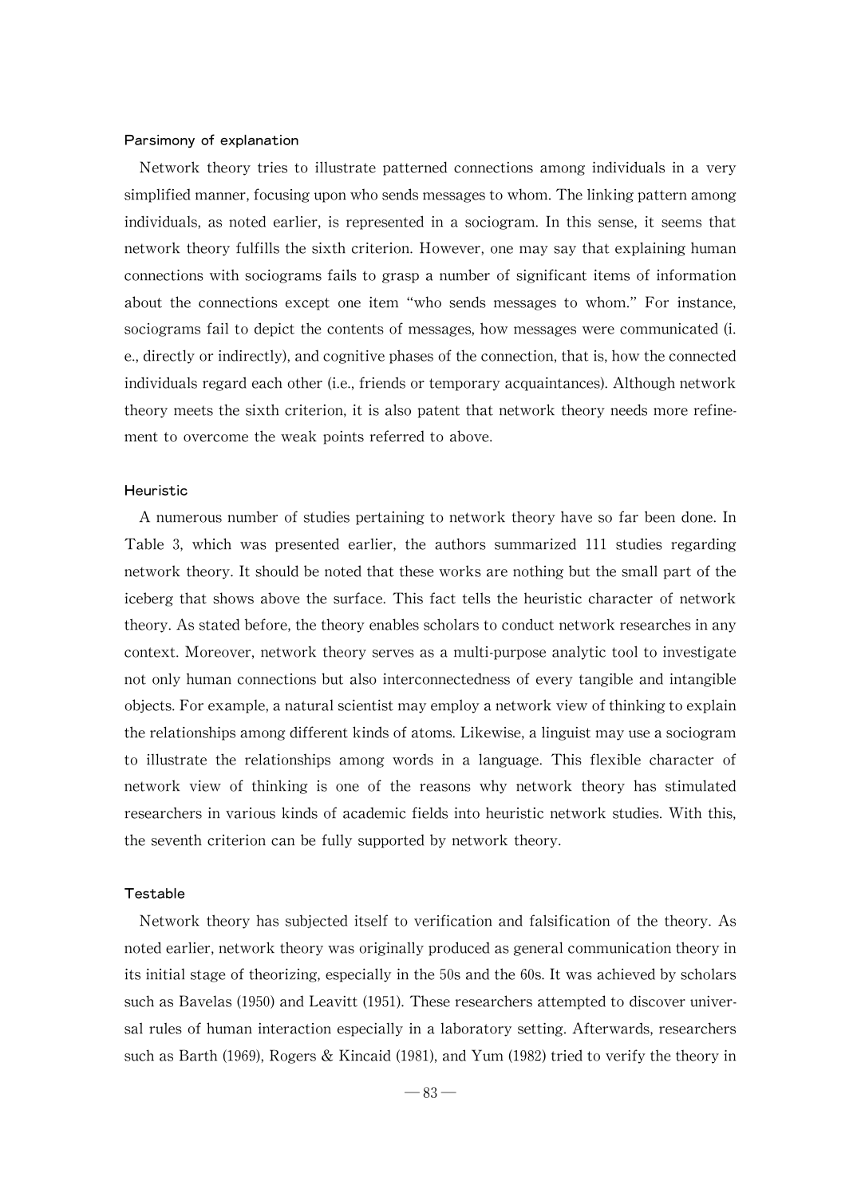### Parsimony of explanation

Network theory tries to illustrate patterned connections among individuals in a very simplified manner, focusing upon who sends messages to whom. The linking pattern among individuals, as noted earlier, is represented in a sociogram. In this sense, it seems that network theory fulfills the sixth criterion. However, one may say that explaining human connections with sociograms fails to grasp a number of significant items of information about the connections except one item "who sends messages to whom." For instance, sociograms fail to depict the contents of messages, how messages were communicated (i.e., directly or indirectly), and cognitive phases of the connection, that is, how the connected individuals regard each other (i.e., friends or temporary acquaintances). Although network theory meets the sixth criterion, it is also patent that network theory needs more refinement to overcome the weak points referred to above.

### Heuristic

A numerous number of studies pertaining to network theory have so far been done. In Table 3, which was presented earlier, the authors summarized 111 studies regarding network theory. It should be noted that these works are nothing but the small part of the iceberg that shows above the surface. This fact tells the heuristic character of network theory. As stated before, the theory enables scholars to conduct network researches in any context. Moreover, network theory serves as a multi-purpose analytic tool to investigate not only human connections but also interconnectedness of every tangible and intangible objects. For example, a natural scientist may employ a network view of thinking to explain the relationships among different kinds of atoms. Likewise, a linguist may use a sociogram to illustrate the relationships among words in a language. This flexible character of network view of thinking is one of the reasons why network theory has stimulated researchers in various kinds of academic fields into heuristic network studies. With this, the seventh criterion can be fully supported by network theory.

### Testable

Network theory has subjected itself to verification and falsification of the theory. As noted earlier, network theory was originally produced as general communication theory in its initial stage of theorizing, especially in the 50s and the 60s. It was achieved by scholars such as Bavelas (1950) and Leavitt (1951). These researchers attempted to discover universal rules of human interaction especially in a laboratory setting. Afterwards, researchers such as Barth (1969), Rogers & Kincaid (1981), and Yum (1982) tried to verify the theory in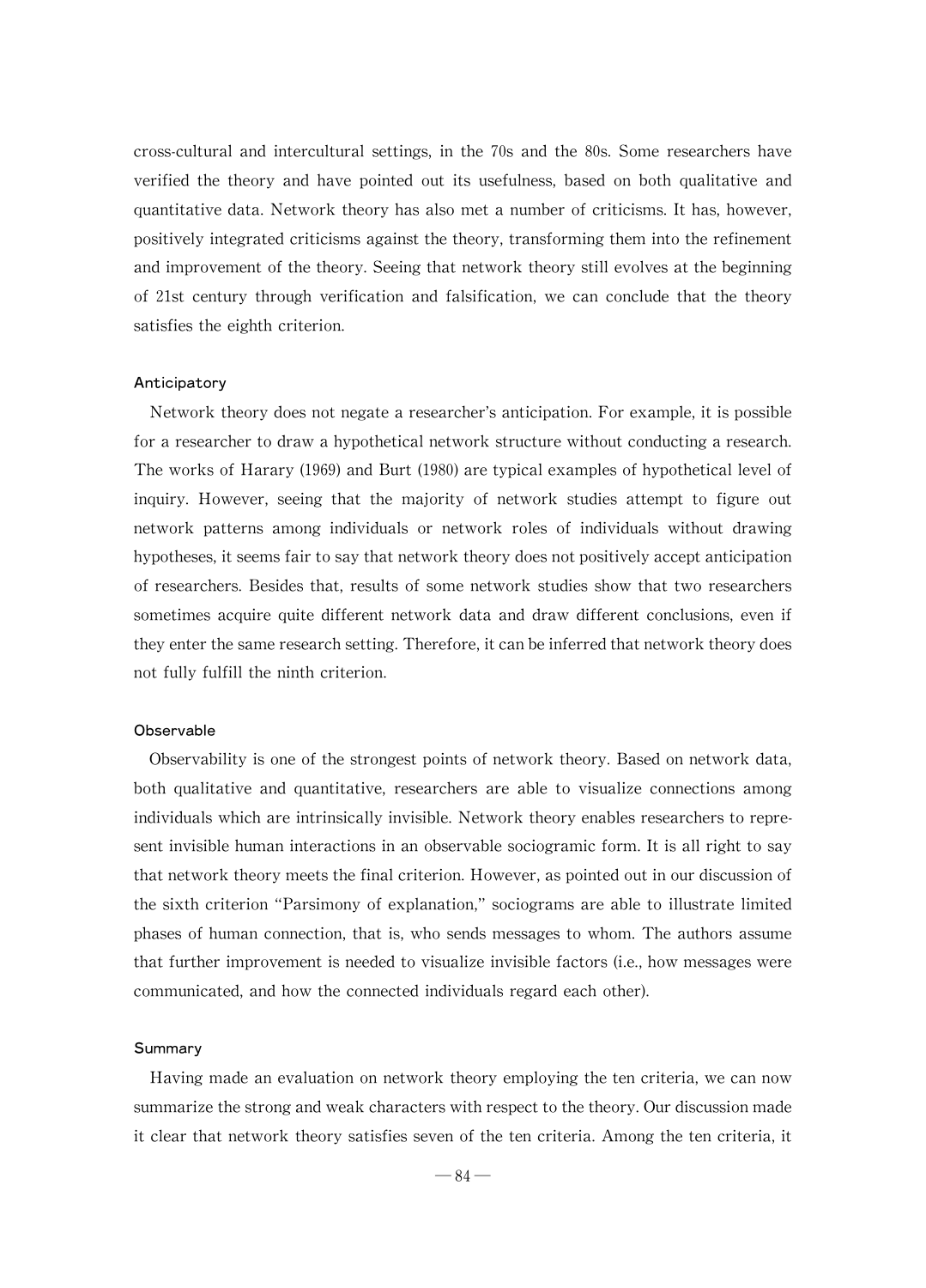cross-cultural and intercultural settings, in the 70s and the 80s. Some researchers have verified the theory and have pointed out its usefulness, based on both qualitative and quantitative data. Network theory has also met a number of criticisms. It has, however, positively integrated criticisms against the theory, transforming them into the refinement and improvement of the theory. Seeing that network theory still evolves at the beginning of 21st century through verification and falsification, we can conclude that the theory satisfies the eighth criterion.

### Anticipatory

Network theory does not negate a researcher's anticipation. For example, it is possible for a researcher to draw a hypothetical network structure without conducting a research. The works of Harary (1969) and Burt (1980) are typical examples of hypothetical level of inquiry. However, seeing that the majority of network studies attempt to figure out network patterns among individuals or network roles of individuals without drawing hypotheses, it seems fair to say that network theory does not positively accept anticipation of researchers. Besides that, results of some network studies show that two researchers sometimes acquire quite different network data and draw different conclusions, even if they enter the same research setting. Therefore, it can be inferred that network theory does not fully fulfill the ninth criterion.

### Observable

Observability is one of the strongest points of network theory. Based on network data, both qualitative and quantitative, researchers are able to visualize connections among individuals which are intrinsically invisible. Network theory enables researchers to represent invisible human interactions in an observable sociogramic form. It is all right to say that network theory meets the final criterion. However, as pointed out in our discussion of the sixth criterion "Parsimony of explanation," sociograms are able to illustrate limited phases of human connection, that is, who sends messages to whom. The authors assume that further improvement is needed to visualize invisible factors (i.e., how messages were communicated, and how the connected individuals regard each other).

### Summary

Having made an evaluation on network theory employing the ten criteria, we can now summarize the strong and weak characters with respect to the theory. Our discussion made it clear that network theory satisfies seven of the ten criteria. Among the ten criteria, it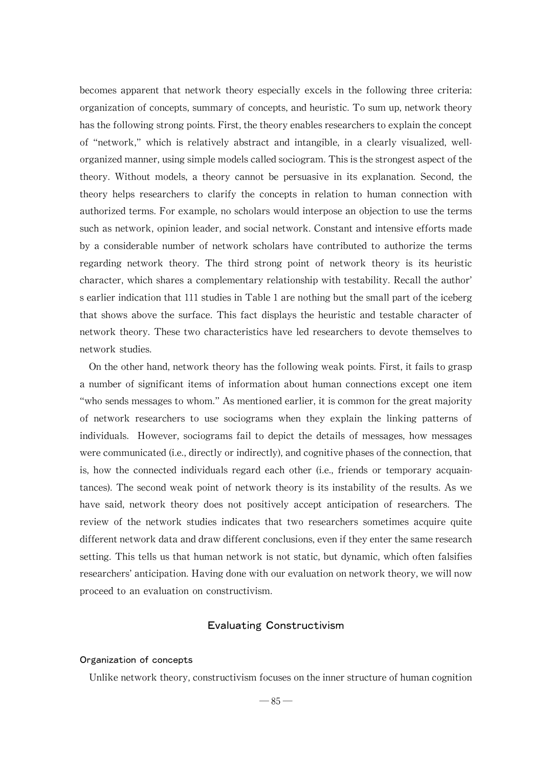becomes apparent that network theory especially excels in the following three criteria: organization of concepts, summary of concepts, and heuristic. To sum up, network theory has the following strong points. First, the theory enables researchers to explain the concept of "network," which is relatively abstract and intangible, in a clearly visualized, well-organized manner, using simple models called sociogram. This is the strongest aspect of the theory. Without models, a theory cannot be persuasive in its explanation. Second, the theory helps researchers to clarify the concepts in relation to human connection with authorized terms. For example, no scholars would interpose an objection to use the terms such as network, opinion leader, and social network. Constant and intensive efforts made by a considerable number of network scholars have contributed to authorize the terms regarding network theory. The third strong point of network theory is its heuristic character, which shares a complementary relationship with testability. Recall the author's earlier indication that 111 studies in Table 1 are nothing but the small part of the iceberg that shows above the surface. This fact displays the heuristic and testable character of network theory. These two characteristics have led researchers to devote themselves to network studies.

On the other hand, network theory has the following weak points. First, it fails to grasp a number of significant items of information about human connections except one item "who sends messages to whom." As mentioned earlier, it is common for the great majority of network researchers to use sociograms when they explain the linking patterns of individuals. However, sociograms fail to depict the details of messages, how messages were communicated (i.e., directly or indirectly), and cognitive phases of the connection, that is, how the connected individuals regard each other (i.e., friends or temporary acquaintances). The second weak point of network theory is its instability of the results. As we have said, network theory does not positively accept anticipation of researchers. The review of the network studies indicates that two researchers sometimes acquire quite different network data and draw different conclusions, even if they enter the same research setting. This tells us that human network is not static, but dynamic, which often falsifies researchers' anticipation. Having done with our evaluation on network theory, we will now proceed to an evaluation on constructivism.

## Evaluating Constructivism

### Organization of concepts

Unlike network theory, constructivism focuses on the inner structure of human cognition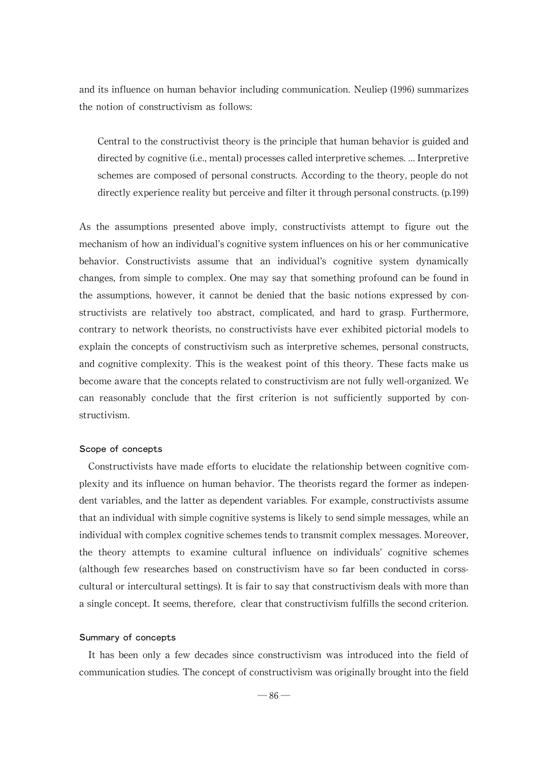and its influence on human behavior including communication. Neuliep (1996) summarizes the notion of constructivism as follows:

> Central to the constructivist theory is the principle that human behavior is guided and directed by cognitive (i.e., mental) processes called interpretive schemes. ... Interpretive schemes are composed of personal constructs. According to the theory, people do not directly experience reality but perceive and filter it through personal constructs. (p.199)

As the assumptions presented above imply, constructivists attempt to figure out the mechanism of how an individual's cognitive system influences on his or her communicative behavior. Constructivists assume that an individual's cognitive system dynamically changes, from simple to complex. One may say that something profound can be found in the assumptions, however, it cannot be denied that the basic notions expressed by constructivists are relatively too abstract, complicated, and hard to grasp. Furthermore, contrary to network theorists, no constructivists have ever exhibited pictorial models to explain the concepts of constructivism such as interpretive schemes, personal constructs, and cognitive complexity. This is the weakest point of this theory. These facts make us become aware that the concepts related to constructivism are not fully well-organized. We can reasonably conclude that the first criterion is not sufficiently supported by constructivism.

### Scope of concepts

Constructivists have made efforts to elucidate the relationship between cognitive complexity and its influence on human behavior. The theorists regard the former as independent variables, and the latter as dependent variables. For example, constructivists assume that an individual with simple cognitive systems is likely to send simple messages, while an individual with complex cognitive schemes tends to transmit complex messages. Moreover, the theory attempts to examine cultural influence on individuals' cognitive schemes (although few researches based on constructivism have so far been conducted in corss-cultural or intercultural settings). It is fair to say that constructivism deals with more than a single concept. It seems, therefore, clear that constructivism fulfills the second criterion.

### Summary of concepts

It has been only a few decades since constructivism was introduced into the field of communication studies. The concept of constructivism was originally brought into the field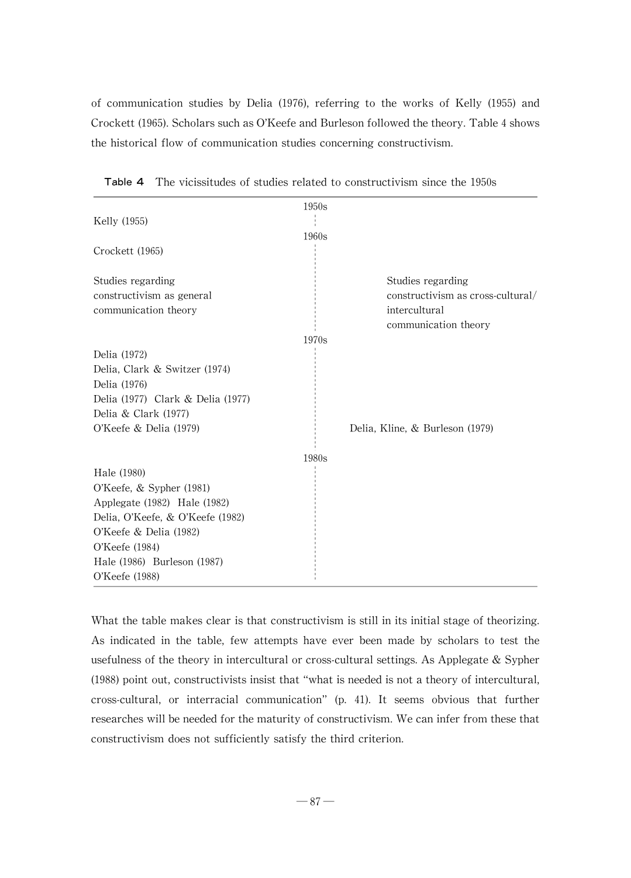of communication studies by Delia (1976), referring to the works of Kelly (1955) and Crockett (1965). Scholars such as O'Keefe and Burleson followed the theory. Table 4 shows the historical flow of communication studies concerning constructivism.

**Table 4** The vicissitudes of studies related to constructivism since the 1950s

| Studies regarding constructivism as general communication theory | Period | Studies regarding constructivism as cross-cultural/ intercultural communication theory |
|---|---|---|
| | 1950s | |
| Kelly (1955) | | |
| | 1960s | |
| Crockett (1965) | | |
| | 1970s | |
| Delia (1972) | | |
| Delia, Clark & Switzer (1974) | | |
| Delia (1976) | | |
| Delia (1977) Clark & Delia (1977) | | |
| Delia & Clark (1977) | | |
| O'Keefe & Delia (1979) | | Delia, Kline, & Burleson (1979) |
| | 1980s | |
| Hale (1980) | | |
| O'Keefe, & Sypher (1981) | | |
| Applegate (1982) Hale (1982) | | |
| Delia, O'Keefe, & O'Keefe (1982) | | |
| O'Keefe & Delia (1982) | | |
| O'Keefe (1984) | | |
| Hale (1986) Burleson (1987) | | |
| O'Keefe (1988) | | |

What the table makes clear is that constructivism is still in its initial stage of theorizing. As indicated in the table, few attempts have ever been made by scholars to test the usefulness of the theory in intercultural or cross-cultural settings. As Applegate & Sypher (1988) point out, constructivists insist that "what is needed is not a theory of intercultural, cross-cultural, or interracial communication" (p. 41). It seems obvious that further researches will be needed for the maturity of constructivism. We can infer from these that constructivism does not sufficiently satisfy the third criterion.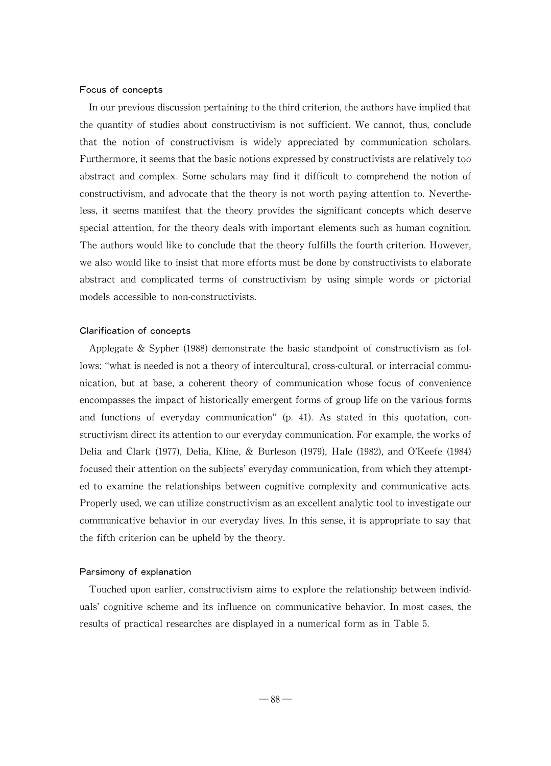### Focus of concepts

In our previous discussion pertaining to the third criterion, the authors have implied that the quantity of studies about constructivism is not sufficient. We cannot, thus, conclude that the notion of constructivism is widely appreciated by communication scholars. Furthermore, it seems that the basic notions expressed by constructivists are relatively too abstract and complex. Some scholars may find it difficult to comprehend the notion of constructivism, and advocate that the theory is not worth paying attention to. Nevertheless, it seems manifest that the theory provides the significant concepts which deserve special attention, for the theory deals with important elements such as human cognition. The authors would like to conclude that the theory fulfills the fourth criterion. However, we also would like to insist that more efforts must be done by constructivists to elaborate abstract and complicated terms of constructivism by using simple words or pictorial models accessible to non-constructivists.

### Clarification of concepts

Applegate & Sypher (1988) demonstrate the basic standpoint of constructivism as follows: "what is needed is not a theory of intercultural, cross-cultural, or interracial communication, but at base, a coherent theory of communication whose focus of convenience encompasses the impact of historically emergent forms of group life on the various forms and functions of everyday communication" (p. 41). As stated in this quotation, constructivism direct its attention to our everyday communication. For example, the works of Delia and Clark (1977), Delia, Kline, & Burleson (1979), Hale (1982), and O'Keefe (1984) focused their attention on the subjects' everyday communication, from which they attempted to examine the relationships between cognitive complexity and communicative acts. Properly used, we can utilize constructivism as an excellent analytic tool to investigate our communicative behavior in our everyday lives. In this sense, it is appropriate to say that the fifth criterion can be upheld by the theory.

### Parsimony of explanation

Touched upon earlier, constructivism aims to explore the relationship between individuals' cognitive scheme and its influence on communicative behavior. In most cases, the results of practical researches are displayed in a numerical form as in Table 5.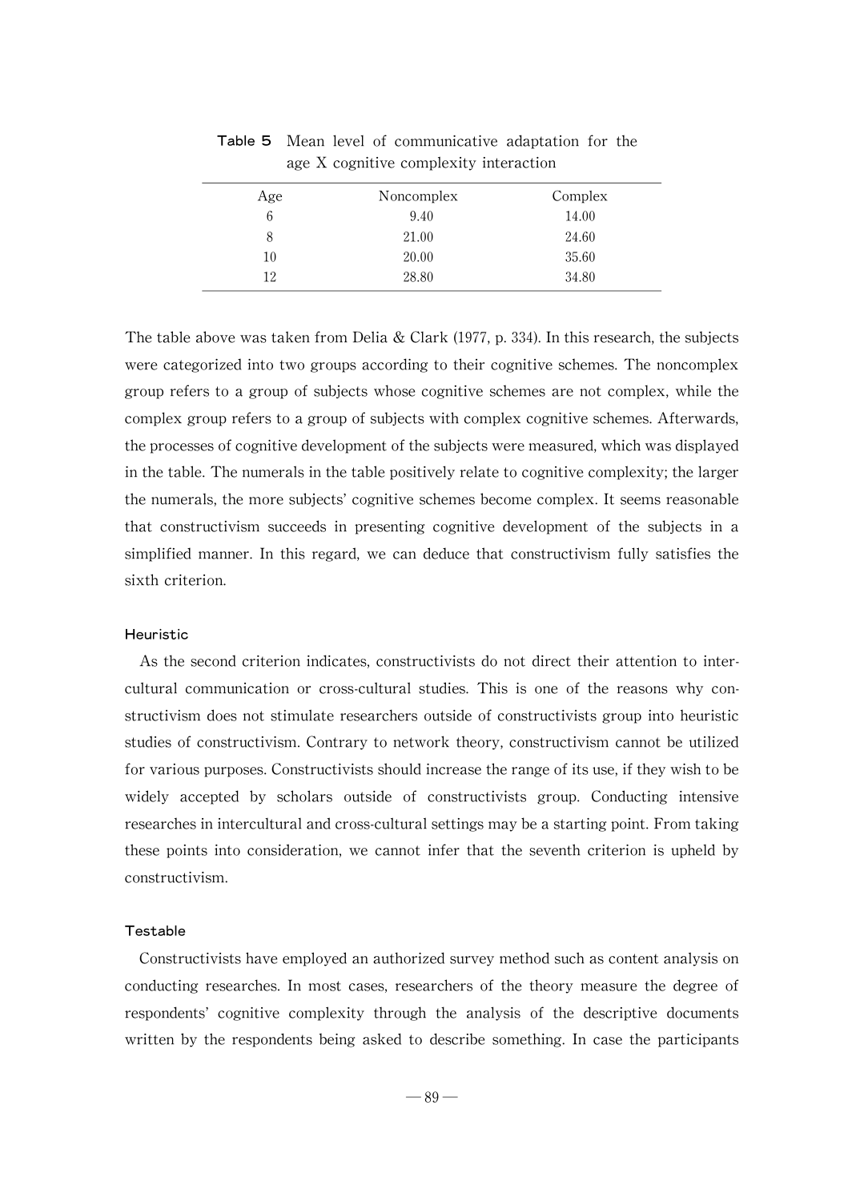**Table 5** Mean level of communicative adaptation for the age X cognitive complexity interaction

| Age | Noncomplex | Complex |
|---|---|---|
| 6 | 9.40 | 14.00 |
| 8 | 21.00 | 24.60 |
| 10 | 20.00 | 35.60 |
| 12 | 28.80 | 34.80 |

The table above was taken from Delia & Clark (1977, p. 334). In this research, the subjects were categorized into two groups according to their cognitive schemes. The noncomplex group refers to a group of subjects whose cognitive schemes are not complex, while the complex group refers to a group of subjects with complex cognitive schemes. Afterwards, the processes of cognitive development of the subjects were measured, which was displayed in the table. The numerals in the table positively relate to cognitive complexity; the larger the numerals, the more subjects' cognitive schemes become complex. It seems reasonable that constructivism succeeds in presenting cognitive development of the subjects in a simplified manner. In this regard, we can deduce that constructivism fully satisfies the sixth criterion.

#### Heuristic

As the second criterion indicates, constructivists do not direct their attention to intercultural communication or cross-cultural studies. This is one of the reasons why constructivism does not stimulate researchers outside of constructivists group into heuristic studies of constructivism. Contrary to network theory, constructivism cannot be utilized for various purposes. Constructivists should increase the range of its use, if they wish to be widely accepted by scholars outside of constructivists group. Conducting intensive researches in intercultural and cross-cultural settings may be a starting point. From taking these points into consideration, we cannot infer that the seventh criterion is upheld by constructivism.

#### Testable

Constructivists have employed an authorized survey method such as content analysis on conducting researches. In most cases, researchers of the theory measure the degree of respondents' cognitive complexity through the analysis of the descriptive documents written by the respondents being asked to describe something. In case the participants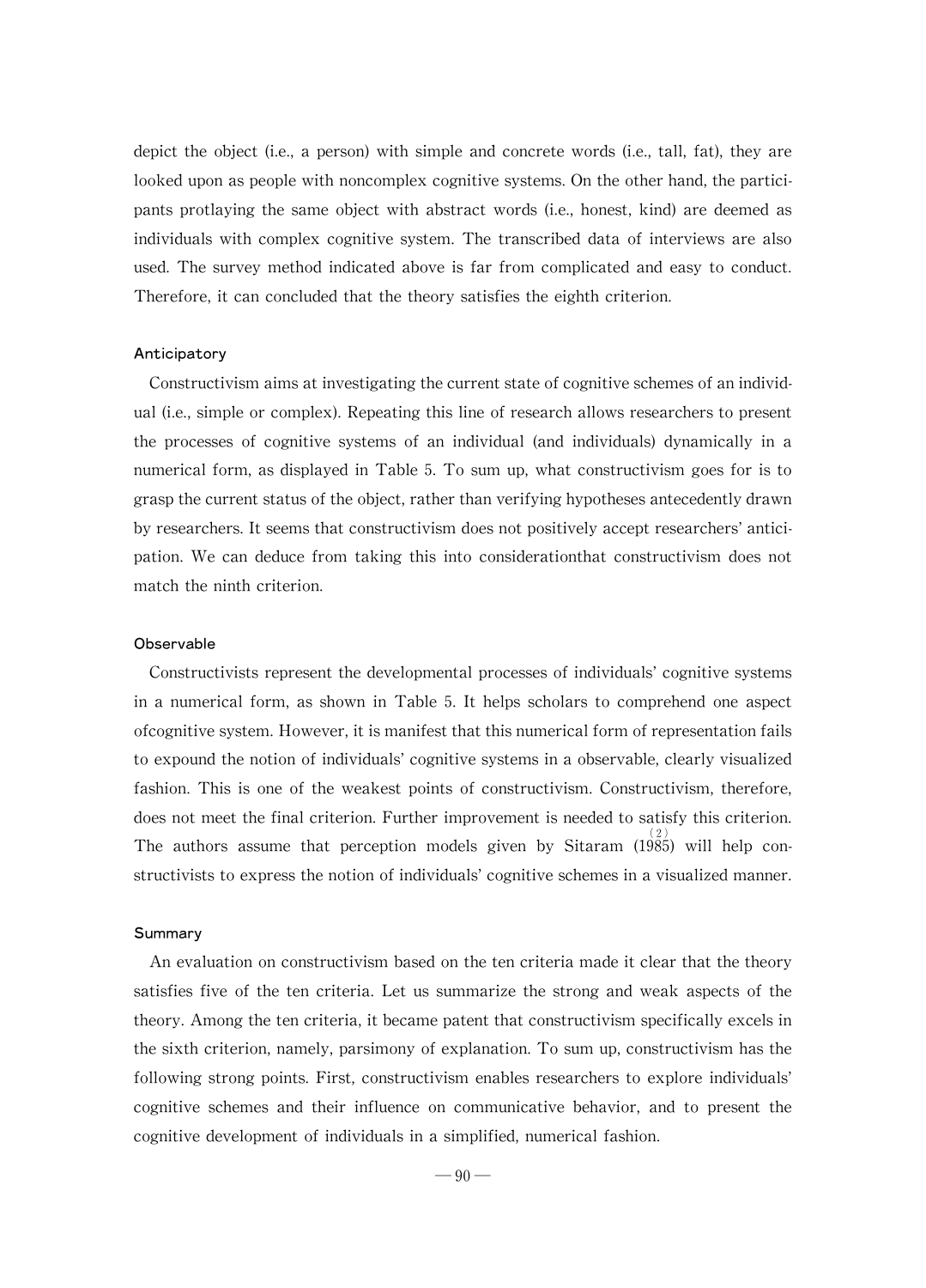depict the object (i.e., a person) with simple and concrete words (i.e., tall, fat), they are looked upon as people with noncomplex cognitive systems. On the other hand, the participants protlaying the same object with abstract words (i.e., honest, kind) are deemed as individuals with complex cognitive system. The transcribed data of interviews are also used. The survey method indicated above is far from complicated and easy to conduct. Therefore, it can concluded that the theory satisfies the eighth criterion.

### Anticipatory

Constructivism aims at investigating the current state of cognitive schemes of an individual (i.e., simple or complex). Repeating this line of research allows researchers to present the processes of cognitive systems of an individual (and individuals) dynamically in a numerical form, as displayed in Table 5. To sum up, what constructivism goes for is to grasp the current status of the object, rather than verifying hypotheses antecedently drawn by researchers. It seems that constructivism does not positively accept researchers' anticipation. We can deduce from taking this into considerationthat constructivism does not match the ninth criterion.

### Observable

Constructivists represent the developmental processes of individuals' cognitive systems in a numerical form, as shown in Table 5. It helps scholars to comprehend one aspect ofcognitive system. However, it is manifest that this numerical form of representation fails to expound the notion of individuals' cognitive systems in a observable, clearly visualized fashion. This is one of the weakest points of constructivism. Constructivism, therefore, does not meet the final criterion. Further improvement is needed to satisfy this criterion. The authors assume that perception models given by Sitaram (1985)[2] will help constructivists to express the notion of individuals' cognitive schemes in a visualized manner.

### Summary

An evaluation on constructivism based on the ten criteria made it clear that the theory satisfies five of the ten criteria. Let us summarize the strong and weak aspects of the theory. Among the ten criteria, it became patent that constructivism specifically excels in the sixth criterion, namely, parsimony of explanation. To sum up, constructivism has the following strong points. First, constructivism enables researchers to explore individuals' cognitive schemes and their influence on communicative behavior, and to present the cognitive development of individuals in a simplified, numerical fashion.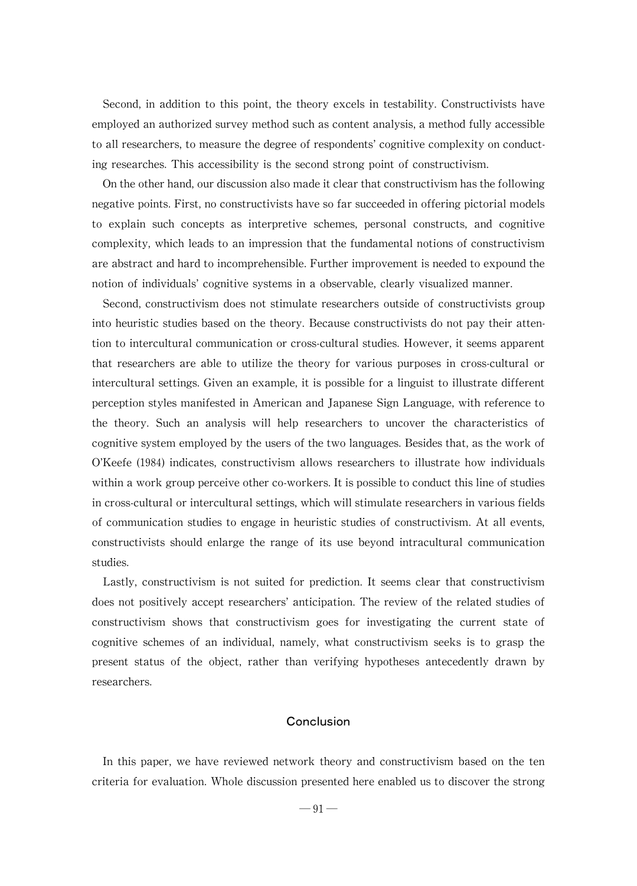Second, in addition to this point, the theory excels in testability. Constructivists have employed an authorized survey method such as content analysis, a method fully accessible to all researchers, to measure the degree of respondents' cognitive complexity on conducting researches. This accessibility is the second strong point of constructivism.

On the other hand, our discussion also made it clear that constructivism has the following negative points. First, no constructivists have so far succeeded in offering pictorial models to explain such concepts as interpretive schemes, personal constructs, and cognitive complexity, which leads to an impression that the fundamental notions of constructivism are abstract and hard to incomprehensible. Further improvement is needed to expound the notion of individuals' cognitive systems in a observable, clearly visualized manner.

Second, constructivism does not stimulate researchers outside of constructivists group into heuristic studies based on the theory. Because constructivists do not pay their attention to intercultural communication or cross-cultural studies. However, it seems apparent that researchers are able to utilize the theory for various purposes in cross-cultural or intercultural settings. Given an example, it is possible for a linguist to illustrate different perception styles manifested in American and Japanese Sign Language, with reference to the theory. Such an analysis will help researchers to uncover the characteristics of cognitive system employed by the users of the two languages. Besides that, as the work of O'Keefe (1984) indicates, constructivism allows researchers to illustrate how individuals within a work group perceive other co-workers. It is possible to conduct this line of studies in cross-cultural or intercultural settings, which will stimulate researchers in various fields of communication studies to engage in heuristic studies of constructivism. At all events, constructivists should enlarge the range of its use beyond intracultural communication studies.

Lastly, constructivism is not suited for prediction. It seems clear that constructivism does not positively accept researchers' anticipation. The review of the related studies of constructivism shows that constructivism goes for investigating the current state of cognitive schemes of an individual, namely, what constructivism seeks is to grasp the present status of the object, rather than verifying hypotheses antecedently drawn by researchers.

## Conclusion

In this paper, we have reviewed network theory and constructivism based on the ten criteria for evaluation. Whole discussion presented here enabled us to discover the strong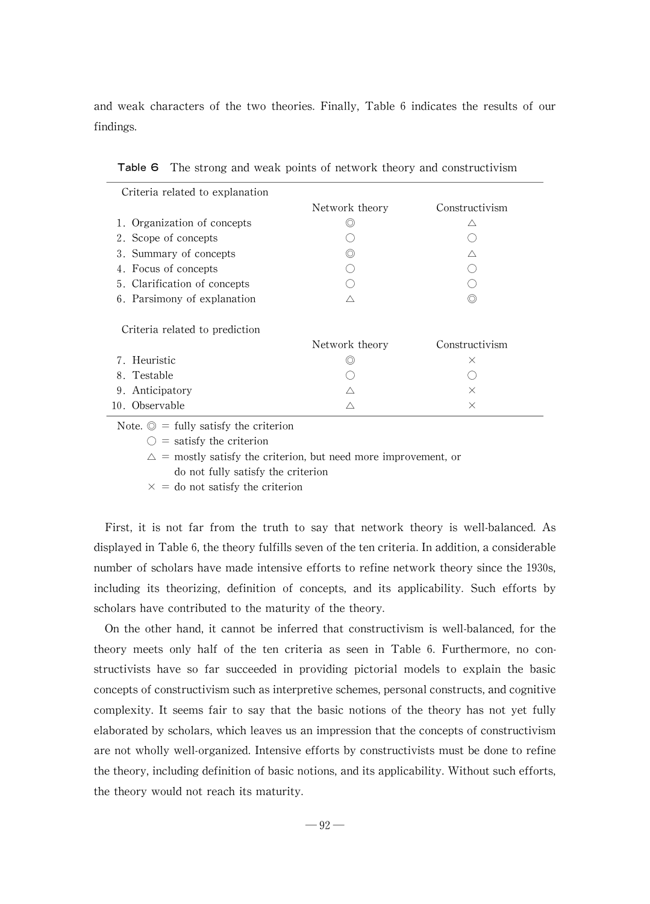and weak characters of the two theories. Finally, Table 6 indicates the results of our findings.

**Table 6** The strong and weak points of network theory and constructivism

| Criteria related to explanation | Network theory | Constructivism |
|---|---|---|
| 1. Organization of concepts | ◎ | △ |
| 2. Scope of concepts | ○ | ○ |
| 3. Summary of concepts | ◎ | △ |
| 4. Focus of concepts | ○ | ○ |
| 5. Clarification of concepts | ○ | ○ |
| 6. Parsimony of explanation | △ | ◎ |
| **Criteria related to prediction** | **Network theory** | **Constructivism** |
| 7. Heuristic | ◎ | × |
| 8. Testable | ○ | ○ |
| 9. Anticipatory | △ | × |
| 10. Observable | △ | × |

Note. ◎ = fully satisfy the criterion
○ = satisfy the criterion
△ = mostly satisfy the criterion, but need more improvement, or do not fully satisfy the criterion
× = do not satisfy the criterion

First, it is not far from the truth to say that network theory is well-balanced. As displayed in Table 6, the theory fulfills seven of the ten criteria. In addition, a considerable number of scholars have made intensive efforts to refine network theory since the 1930s, including its theorizing, definition of concepts, and its applicability. Such efforts by scholars have contributed to the maturity of the theory.

On the other hand, it cannot be inferred that constructivism is well-balanced, for the theory meets only half of the ten criteria as seen in Table 6. Furthermore, no constructivists have so far succeeded in providing pictorial models to explain the basic concepts of constructivism such as interpretive schemes, personal constructs, and cognitive complexity. It seems fair to say that the basic notions of the theory has not yet fully elaborated by scholars, which leaves us an impression that the concepts of constructivism are not wholly well-organized. Intensive efforts by constructivists must be done to refine the theory, including definition of basic notions, and its applicability. Without such efforts, the theory would not reach its maturity.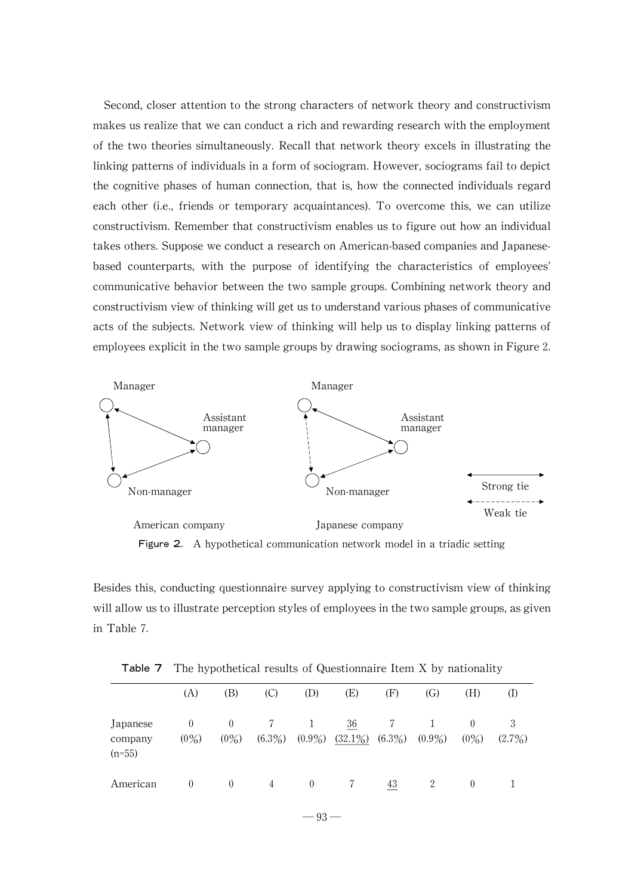Second, closer attention to the strong characters of network theory and constructivism makes us realize that we can conduct a rich and rewarding research with the employment of the two theories simultaneously. Recall that network theory excels in illustrating the linking patterns of individuals in a form of sociogram. However, sociograms fail to depict the cognitive phases of human connection, that is, how the connected individuals regard each other (i.e., friends or temporary acquaintances). To overcome this, we can utilize constructivism. Remember that constructivism enables us to figure out how an individual takes others. Suppose we conduct a research on American-based companies and Japanese-based counterparts, with the purpose of identifying the characteristics of employees' communicative behavior between the two sample groups. Combining network theory and constructivism view of thinking will get us to understand various phases of communicative acts of the subjects. Network view of thinking will help us to display linking patterns of employees explicit in the two sample groups by drawing sociograms, as shown in Figure 2.

Manager, Assistant manager, Non-manager — American company

Manager, Assistant manager, Non-manager — Japanese company

Strong tie / Weak tie

**Figure 2.** A hypothetical communication network model in a triadic setting

Besides this, conducting questionnaire survey applying to constructivism view of thinking will allow us to illustrate perception styles of employees in the two sample groups, as given in Table 7.

**Table 7** The hypothetical results of Questionnaire Item X by nationality

| | (A) | (B) | (C) | (D) | (E) | (F) | (G) | (H) | (I) |
|---|---|---|---|---|---|---|---|---|---|
| Japanese company (n=55) | 0 (0%) | 0 (0%) | 7 (6.3%) | 1 (0.9%) | 36 (32.1%) | 7 (6.3%) | 1 (0.9%) | 0 (0%) | 3 (2.7%) |
| American | 0 | 0 | 4 | 0 | 7 | 43 | 2 | 0 | 1 |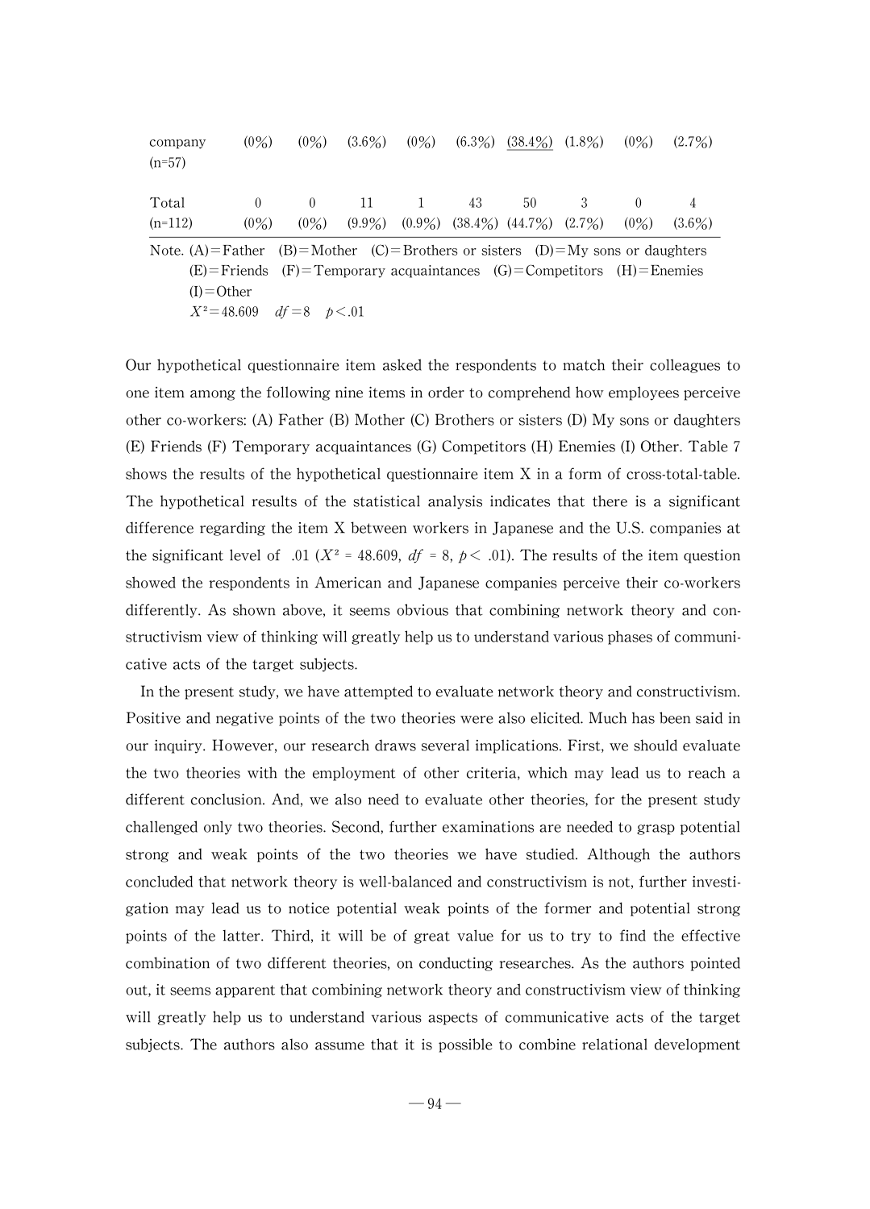| | | | | | | | | | |
|---|---|---|---|---|---|---|---|---|---|
| company (n=57) | (0%) | (0%) | (3.6%) | (0%) | (6.3%) | <u>(38.4%)</u> | (1.8%) | (0%) | (2.7%) |
| Total (n=112) | 0 (0%) | 0 (0%) | 11 (9.9%) | 1 (0.9%) | 43 (38.4%) | 50 (44.7%) | 3 (2.7%) | 0 (0%) | 4 (3.6%) |

Note. (A)=Father (B)=Mother (C)=Brothers or sisters (D)=My sons or daughters (E)=Friends (F)=Temporary acquaintances (G)=Competitors (H)=Enemies (I)=Other
$X^2=48.609$ $df=8$ $p<.01$

Our hypothetical questionnaire item asked the respondents to match their colleagues to one item among the following nine items in order to comprehend how employees perceive other co-workers: (A) Father (B) Mother (C) Brothers or sisters (D) My sons or daughters (E) Friends (F) Temporary acquaintances (G) Competitors (H) Enemies (I) Other. Table 7 shows the results of the hypothetical questionnaire item X in a form of cross-total-table. The hypothetical results of the statistical analysis indicates that there is a significant difference regarding the item X between workers in Japanese and the U.S. companies at the significant level of .01 ($X^2=48.609$, $df=8$, $p<.01$). The results of the item question showed the respondents in American and Japanese companies perceive their co-workers differently. As shown above, it seems obvious that combining network theory and constructivism view of thinking will greatly help us to understand various phases of communicative acts of the target subjects.

In the present study, we have attempted to evaluate network theory and constructivism. Positive and negative points of the two theories were also elicited. Much has been said in our inquiry. However, our research draws several implications. First, we should evaluate the two theories with the employment of other criteria, which may lead us to reach a different conclusion. And, we also need to evaluate other theories, for the present study challenged only two theories. Second, further examinations are needed to grasp potential strong and weak points of the two theories we have studied. Although the authors concluded that network theory is well-balanced and constructivism is not, further investigation may lead us to notice potential weak points of the former and potential strong points of the latter. Third, it will be of great value for us to try to find the effective combination of two different theories, on conducting researches. As the authors pointed out, it seems apparent that combining network theory and constructivism view of thinking will greatly help us to understand various aspects of communicative acts of the target subjects. The authors also assume that it is possible to combine relational development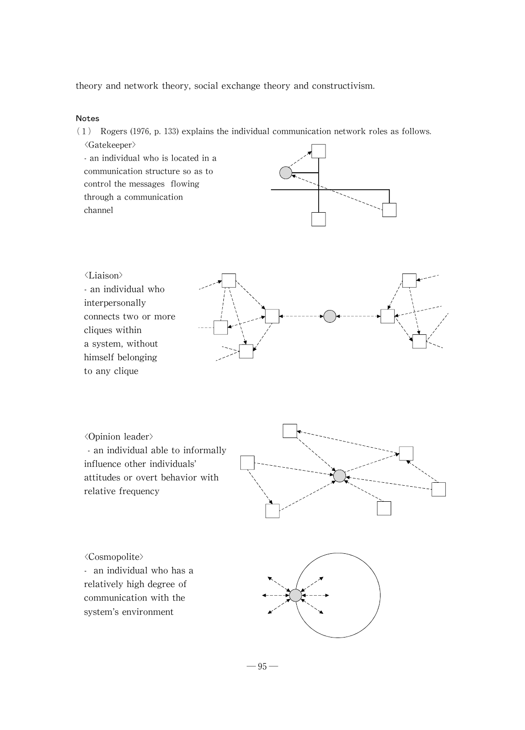theory and network theory, social exchange theory and constructivism.

Notes

(1) Rogers (1976, p. 133) explains the individual communication network roles as follows.

〈Gatekeeper〉

- an individual who is located in a communication structure so as to control the messages flowing through a communication channel

〈Liaison〉

- an individual who interpersonally connects two or more cliques within a system, without himself belonging to any clique

〈Opinion leader〉

- an individual able to informally influence other individuals' attitudes or overt behavior with relative frequency

〈Cosmopolite〉

- an individual who has a relatively high degree of communication with the system's environment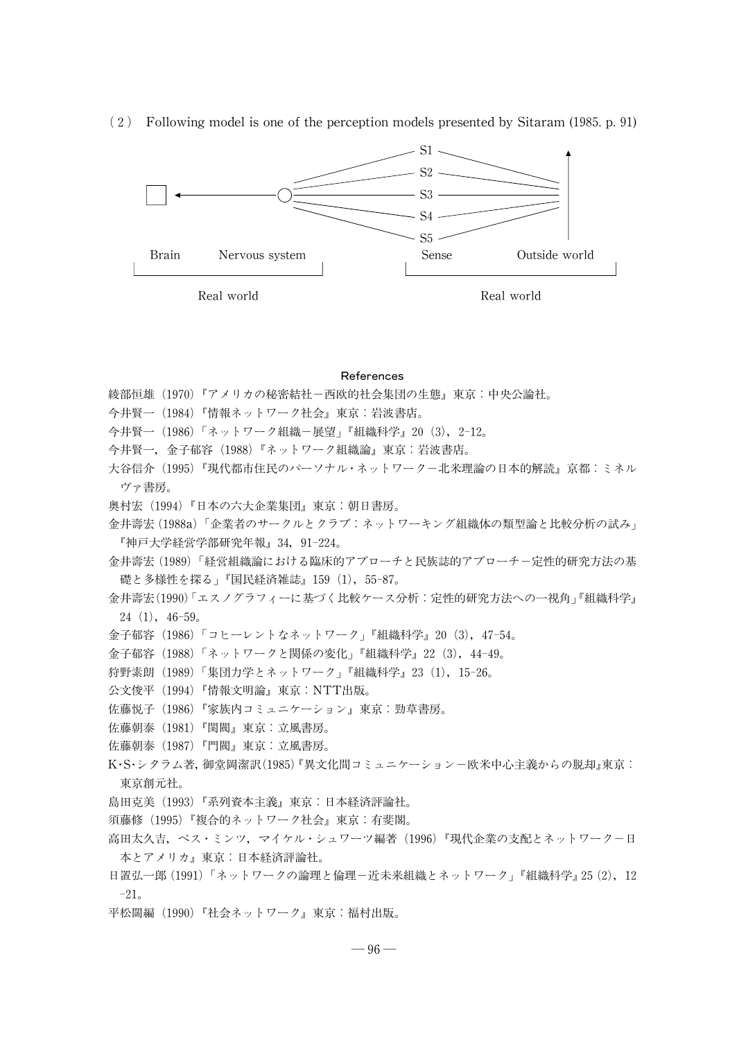（2） Following model is one of the perception models presented by Sitaram (1985. p. 91)

```
                                   S1
                                   S2
[ ] <------------------ ○ ========= S3 ========= ↑
                                   S4
                                   S5
Brain     Nervous system          Sense        Outside world
|__________________________|      |____________________________|
        Real world                        Real world
```

### References

綾部恒雄（1970）『アメリカの秘密結社－西欧的社会集団の生態』東京：中央公論社。

今井賢一（1984）『情報ネットワーク社会』東京：岩波書店。

今井賢一（1986）「ネットワーク組織－展望」『組織科学』20（3），2-12。

今井賢一，金子郁容（1988）『ネットワーク組織論』東京：岩波書店。

大谷信介（1995）『現代都市住民のパーソナル・ネットワーク－北米理論の日本的解読』京都：ミネルヴァ書房。

奥村宏（1994）『日本の六大企業集団』東京：朝日書房。

金井壽宏（1988a）「企業者のサークルとクラブ：ネットワーキング組織体の類型論と比較分析の試み」『神戸大学経営学部研究年報』34，91-224。

金井壽宏（1989）「経営組織論における臨床的アプローチと民族誌的アプローチ－定性的研究方法の基礎と多様性を探る」『国民経済雑誌』159（1），55-87。

金井壽宏（1990）「エスノグラフィーに基づく比較ケース分析：定性的研究方法への一視角」『組織科学』24（1），46-59。

金子郁容（1986）「コヒーレントなネットワーク」『組織科学』20（3），47-54。

金子郁容（1988）「ネットワークと関係の変化」『組織科学』22（3），44-49。

狩野素朗（1989）「集団力学とネットワーク」『組織科学』23（1），15-26。

公文俊平（1994）『情報文明論』東京：NTT出版。

佐藤悦子（1986）『家族内コミュニケーション』東京：勁草書房。

佐藤朝泰（1981）『閨閥』東京：立風書房。

佐藤朝泰（1987）『門閥』東京：立風書房。

K･S･シタラム著，御堂岡潔訳（1985）『異文化間コミュニケーション－欧米中心主義からの脱却』東京：東京創元社。

島田克美（1993）『系列資本主義』東京：日本経済評論社。

須藤修（1995）『複合的ネットワーク社会』東京：有斐閣。

高田太久吉，ベス・ミンツ，マイケル・シュワーツ編著（1996）『現代企業の支配とネットワーク－日本とアメリカ』東京：日本経済評論社。

日置弘一郎（1991）「ネットワークの論理と倫理－近未来組織とネットワーク」『組織科学』25（2），12-21。

平松闊編（1990）『社会ネットワーク』東京：福村出版。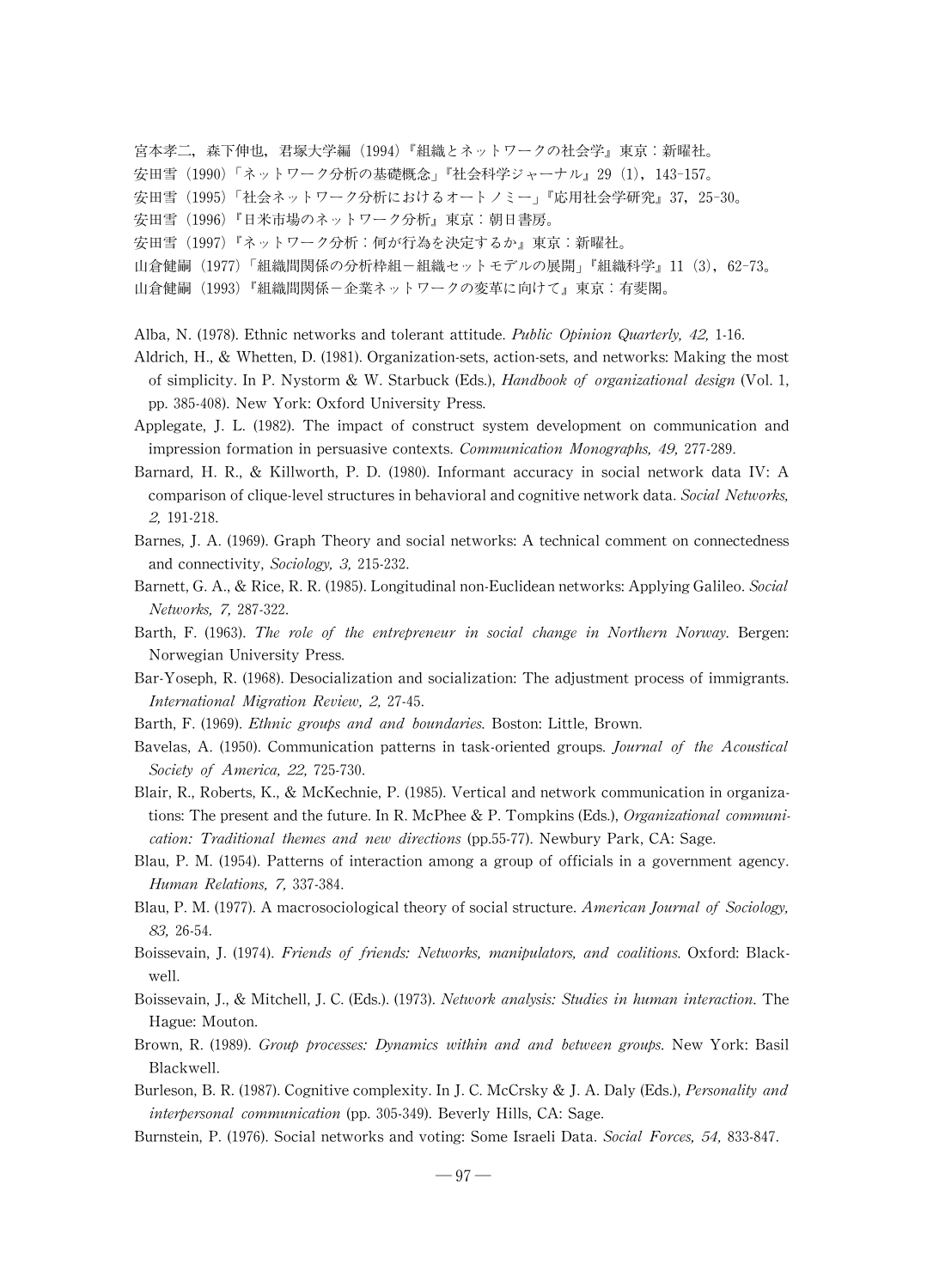宮本孝二，森下伸也，君塚大学編（1994）『組織とネットワークの社会学』東京：新曜社。

安田雪（1990）「ネットワーク分析の基礎概念」『社会科学ジャーナル』29（1），143-157。

安田雪（1995）「社会ネットワーク分析におけるオートノミー」『応用社会学研究』37，25-30。

安田雪（1996）『日米市場のネットワーク分析』東京：朝日書房。

安田雪（1997）『ネットワーク分析：何が行為を決定するか』東京：新曜社。

山倉健嗣（1977）「組織間関係の分析枠組－組織セットモデルの展開」『組織科学』11（3），62-73。

山倉健嗣（1993）『組織間関係－企業ネットワークの変革に向けて』東京：有斐閣。

Alba, N. (1978). Ethnic networks and tolerant attitude. *Public Opinion Quarterly, 42,* 1-16.

Aldrich, H., & Whetten, D. (1981). Organization-sets, action-sets, and networks: Making the most of simplicity. In P. Nystorm & W. Starbuck (Eds.), *Handbook of organizational design* (Vol. 1, pp. 385-408). New York: Oxford University Press.

Applegate, J. L. (1982). The impact of construct system development on communication and impression formation in persuasive contexts. *Communication Monographs, 49,* 277-289.

Barnard, H. R., & Killworth, P. D. (1980). Informant accuracy in social network data IV: A comparison of clique-level structures in behavioral and cognitive network data. *Social Networks, 2,* 191-218.

Barnes, J. A. (1969). Graph Theory and social networks: A technical comment on connectedness and connectivity, *Sociology, 3,* 215-232.

Barnett, G. A., & Rice, R. R. (1985). Longitudinal non-Euclidean networks: Applying Galileo. *Social Networks, 7,* 287-322.

Barth, F. (1963). *The role of the entrepreneur in social change in Northern Norway.* Bergen: Norwegian University Press.

Bar-Yoseph, R. (1968). Desocialization and socialization: The adjustment process of immigrants. *International Migration Review, 2,* 27-45.

Barth, F. (1969). *Ethnic groups and and boundaries.* Boston: Little, Brown.

Bavelas, A. (1950). Communication patterns in task-oriented groups. *Journal of the Acoustical Society of America, 22,* 725-730.

Blair, R., Roberts, K., & McKechnie, P. (1985). Vertical and network communication in organizations: The present and the future. In R. McPhee & P. Tompkins (Eds.), *Organizational communication: Traditional themes and new directions* (pp.55-77). Newbury Park, CA: Sage.

Blau, P. M. (1954). Patterns of interaction among a group of officials in a government agency. *Human Relations, 7,* 337-384.

Blau, P. M. (1977). A macrosociological theory of social structure. *American Journal of Sociology, 83,* 26-54.

Boissevain, J. (1974). *Friends of friends: Networks, manipulators, and coalitions.* Oxford: Blackwell.

Boissevain, J., & Mitchell, J. C. (Eds.). (1973). *Network analysis: Studies in human interaction.* The Hague: Mouton.

Brown, R. (1989). *Group processes: Dynamics within and and between groups.* New York: Basil Blackwell.

Burleson, B. R. (1987). Cognitive complexity. In J. C. McCrsky & J. A. Daly (Eds.), *Personality and interpersonal communication* (pp. 305-349). Beverly Hills, CA: Sage.

Burnstein, P. (1976). Social networks and voting: Some Israeli Data. *Social Forces, 54,* 833-847.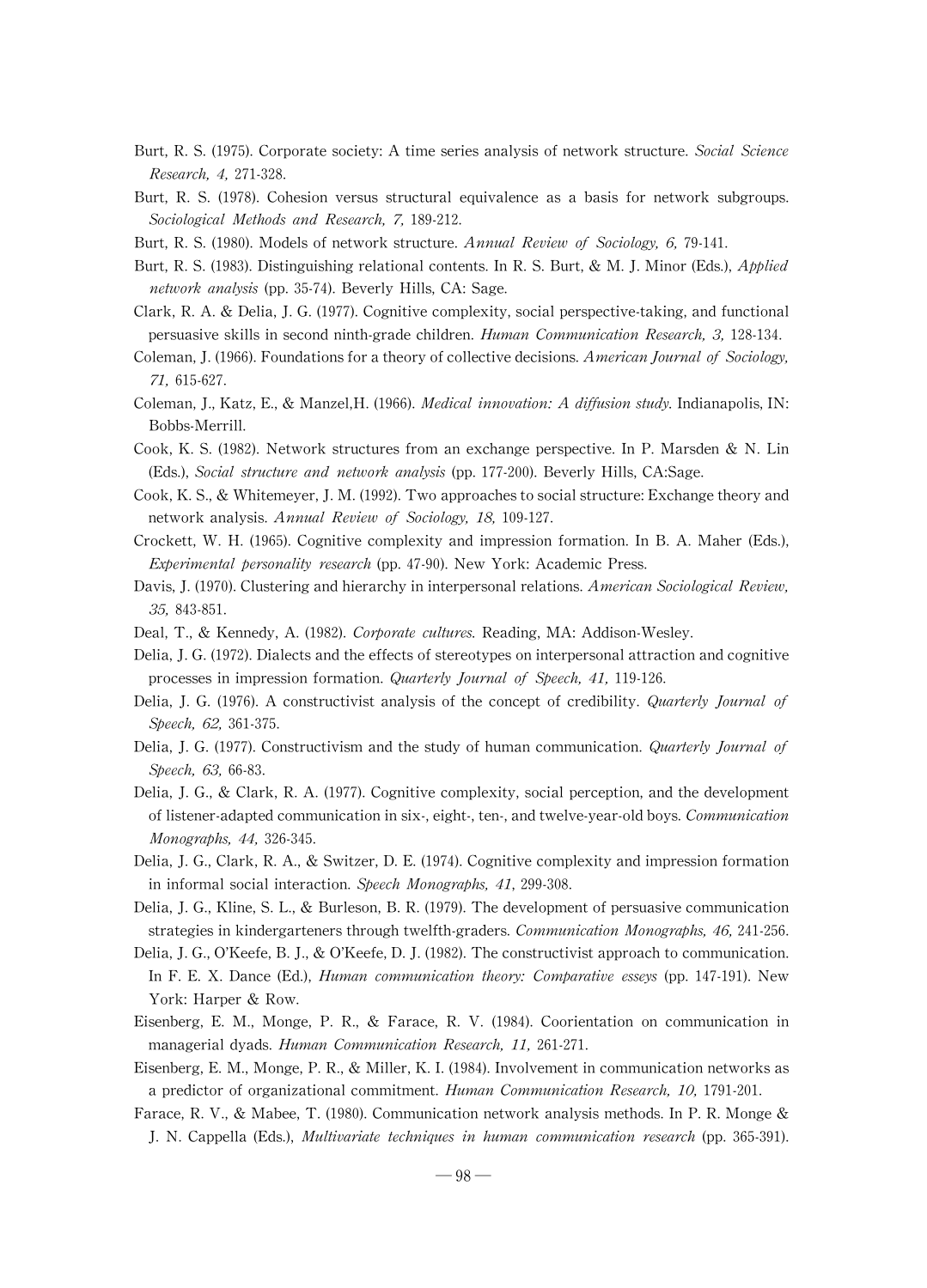Burt, R. S. (1975). Corporate society: A time series analysis of network structure. *Social Science Research, 4,* 271-328.

Burt, R. S. (1978). Cohesion versus structural equivalence as a basis for network subgroups. *Sociological Methods and Research, 7,* 189-212.

Burt, R. S. (1980). Models of network structure. *Annual Review of Sociology, 6,* 79-141.

Burt, R. S. (1983). Distinguishing relational contents. In R. S. Burt, & M. J. Minor (Eds.), *Applied network analysis* (pp. 35-74). Beverly Hills, CA: Sage.

Clark, R. A. & Delia, J. G. (1977). Cognitive complexity, social perspective-taking, and functional persuasive skills in second ninth-grade children. *Human Communication Research, 3,* 128-134.

Coleman, J. (1966). Foundations for a theory of collective decisions. *American Journal of Sociology, 71,* 615-627.

Coleman, J., Katz, E., & Manzel,H. (1966). *Medical innovation: A diffusion study.* Indianapolis, IN: Bobbs-Merrill.

Cook, K. S. (1982). Network structures from an exchange perspective. In P. Marsden & N. Lin (Eds.), *Social structure and network analysis* (pp. 177-200). Beverly Hills, CA:Sage.

Cook, K. S., & Whitemeyer, J. M. (1992). Two approaches to social structure: Exchange theory and network analysis. *Annual Review of Sociology, 18,* 109-127.

Crockett, W. H. (1965). Cognitive complexity and impression formation. In B. A. Maher (Eds.), *Experimental personality research* (pp. 47-90). New York: Academic Press.

Davis, J. (1970). Clustering and hierarchy in interpersonal relations. *American Sociological Review, 35,* 843-851.

Deal, T., & Kennedy, A. (1982). *Corporate cultures.* Reading, MA: Addison-Wesley.

Delia, J. G. (1972). Dialects and the effects of stereotypes on interpersonal attraction and cognitive processes in impression formation. *Quarterly Journal of Speech, 41,* 119-126.

Delia, J. G. (1976). A constructivist analysis of the concept of credibility. *Quarterly Journal of Speech, 62,* 361-375.

Delia, J. G. (1977). Constructivism and the study of human communication. *Quarterly Journal of Speech, 63,* 66-83.

Delia, J. G., & Clark, R. A. (1977). Cognitive complexity, social perception, and the development of listener-adapted communication in six-, eight-, ten-, and twelve-year-old boys. *Communication Monographs, 44,* 326-345.

Delia, J. G., Clark, R. A., & Switzer, D. E. (1974). Cognitive complexity and impression formation in informal social interaction. *Speech Monographs, 41,* 299-308.

Delia, J. G., Kline, S. L., & Burleson, B. R. (1979). The development of persuasive communication strategies in kindergarteners through twelfth-graders. *Communication Monographs, 46,* 241-256.

Delia, J. G., O'Keefe, B. J., & O'Keefe, D. J. (1982). The constructivist approach to communication. In F. E. X. Dance (Ed.), *Human communication theory: Comparative esseys* (pp. 147-191). New York: Harper & Row.

Eisenberg, E. M., Monge, P. R., & Farace, R. V. (1984). Coorientation on communication in managerial dyads. *Human Communication Research, 11,* 261-271.

Eisenberg, E. M., Monge, P. R., & Miller, K. I. (1984). Involvement in communication networks as a predictor of organizational commitment. *Human Communication Research, 10,* 1791-201.

Farace, R. V., & Mabee, T. (1980). Communication network analysis methods. In P. R. Monge & J. N. Cappella (Eds.), *Multivariate techniques in human communication research* (pp. 365-391).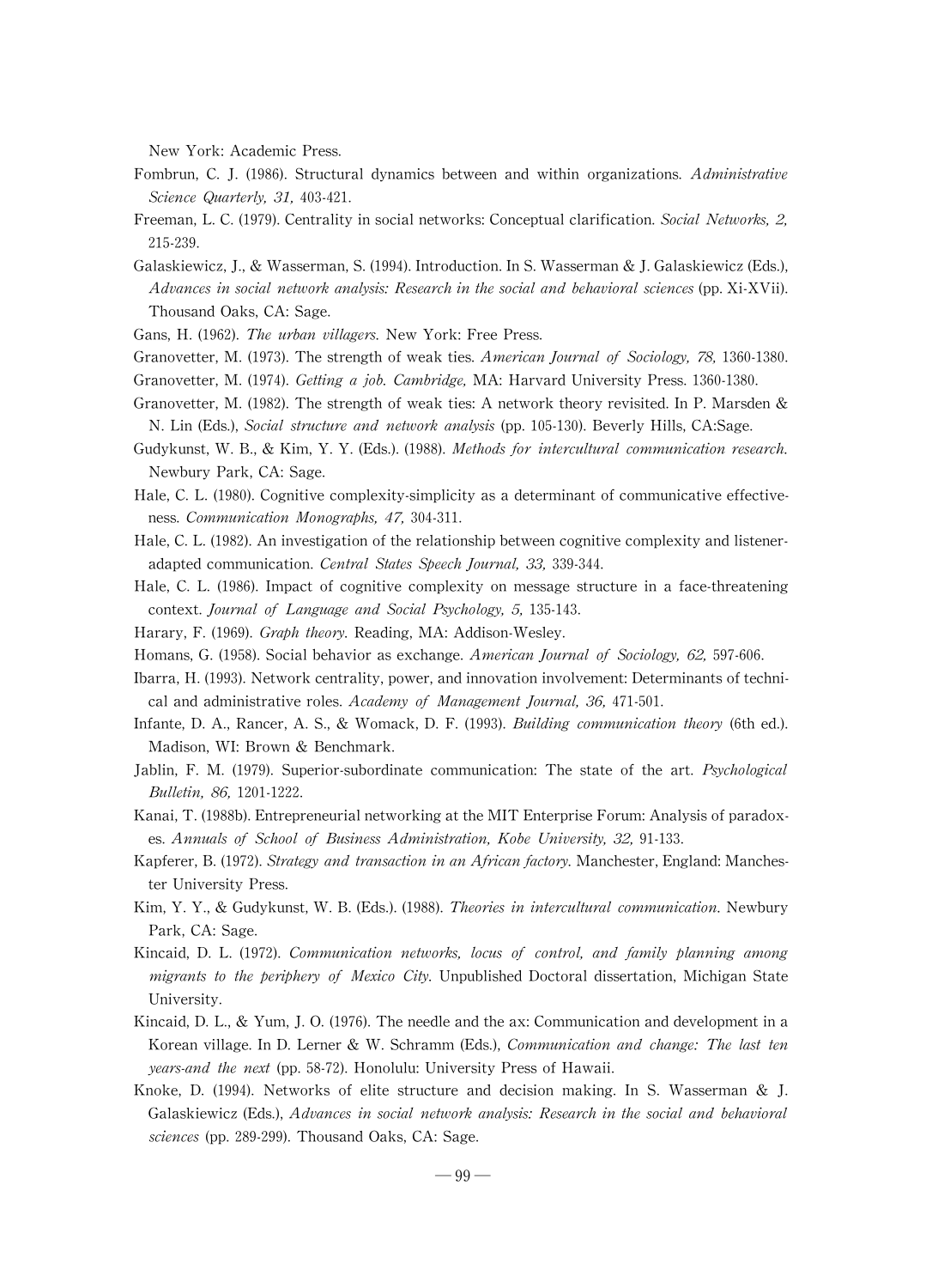New York: Academic Press.

Fombrun, C. J. (1986). Structural dynamics between and within organizations. *Administrative Science Quarterly, 31,* 403-421.

Freeman, L. C. (1979). Centrality in social networks: Conceptual clarification. *Social Networks, 2,* 215-239.

Galaskiewicz, J., & Wasserman, S. (1994). Introduction. In S. Wasserman & J. Galaskiewicz (Eds.), *Advances in social network analysis: Research in the social and behavioral sciences* (pp. Xi-XVii). Thousand Oaks, CA: Sage.

Gans, H. (1962). *The urban villagers.* New York: Free Press.

Granovetter, M. (1973). The strength of weak ties. *American Journal of Sociology, 78,* 1360-1380.

Granovetter, M. (1974). *Getting a job. Cambridge,* MA: Harvard University Press. 1360-1380.

Granovetter, M. (1982). The strength of weak ties: A network theory revisited. In P. Marsden & N. Lin (Eds.), *Social structure and network analysis* (pp. 105-130). Beverly Hills, CA:Sage.

Gudykunst, W. B., & Kim, Y. Y. (Eds.). (1988). *Methods for intercultural communication research.* Newbury Park, CA: Sage.

Hale, C. L. (1980). Cognitive complexity-simplicity as a determinant of communicative effectiveness. *Communication Monographs, 47,* 304-311.

Hale, C. L. (1982). An investigation of the relationship between cognitive complexity and listener-adapted communication. *Central States Speech Journal, 33,* 339-344.

Hale, C. L. (1986). Impact of cognitive complexity on message structure in a face-threatening context. *Journal of Language and Social Psychology, 5,* 135-143.

Harary, F. (1969). *Graph theory.* Reading, MA: Addison-Wesley.

Homans, G. (1958). Social behavior as exchange. *American Journal of Sociology, 62,* 597-606.

Ibarra, H. (1993). Network centrality, power, and innovation involvement: Determinants of technical and administrative roles. *Academy of Management Journal, 36,* 471-501.

Infante, D. A., Rancer, A. S., & Womack, D. F. (1993). *Building communication theory* (6th ed.). Madison, WI: Brown & Benchmark.

Jablin, F. M. (1979). Superior-subordinate communication: The state of the art. *Psychological Bulletin, 86,* 1201-1222.

Kanai, T. (1988b). Entrepreneurial networking at the MIT Enterprise Forum: Analysis of paradoxes. *Annuals of School of Business Administration, Kobe University, 32,* 91-133.

Kapferer, B. (1972). *Strategy and transaction in an African factory.* Manchester, England: Manchester University Press.

Kim, Y. Y., & Gudykunst, W. B. (Eds.). (1988). *Theories in intercultural communication.* Newbury Park, CA: Sage.

Kincaid, D. L. (1972). *Communication networks, locus of control, and family planning among migrants to the periphery of Mexico City.* Unpublished Doctoral dissertation, Michigan State University.

Kincaid, D. L., & Yum, J. O. (1976). The needle and the ax: Communication and development in a Korean village. In D. Lerner & W. Schramm (Eds.), *Communication and change: The last ten years-and the next* (pp. 58-72). Honolulu: University Press of Hawaii.

Knoke, D. (1994). Networks of elite structure and decision making. In S. Wasserman & J. Galaskiewicz (Eds.), *Advances in social network analysis: Research in the social and behavioral sciences* (pp. 289-299). Thousand Oaks, CA: Sage.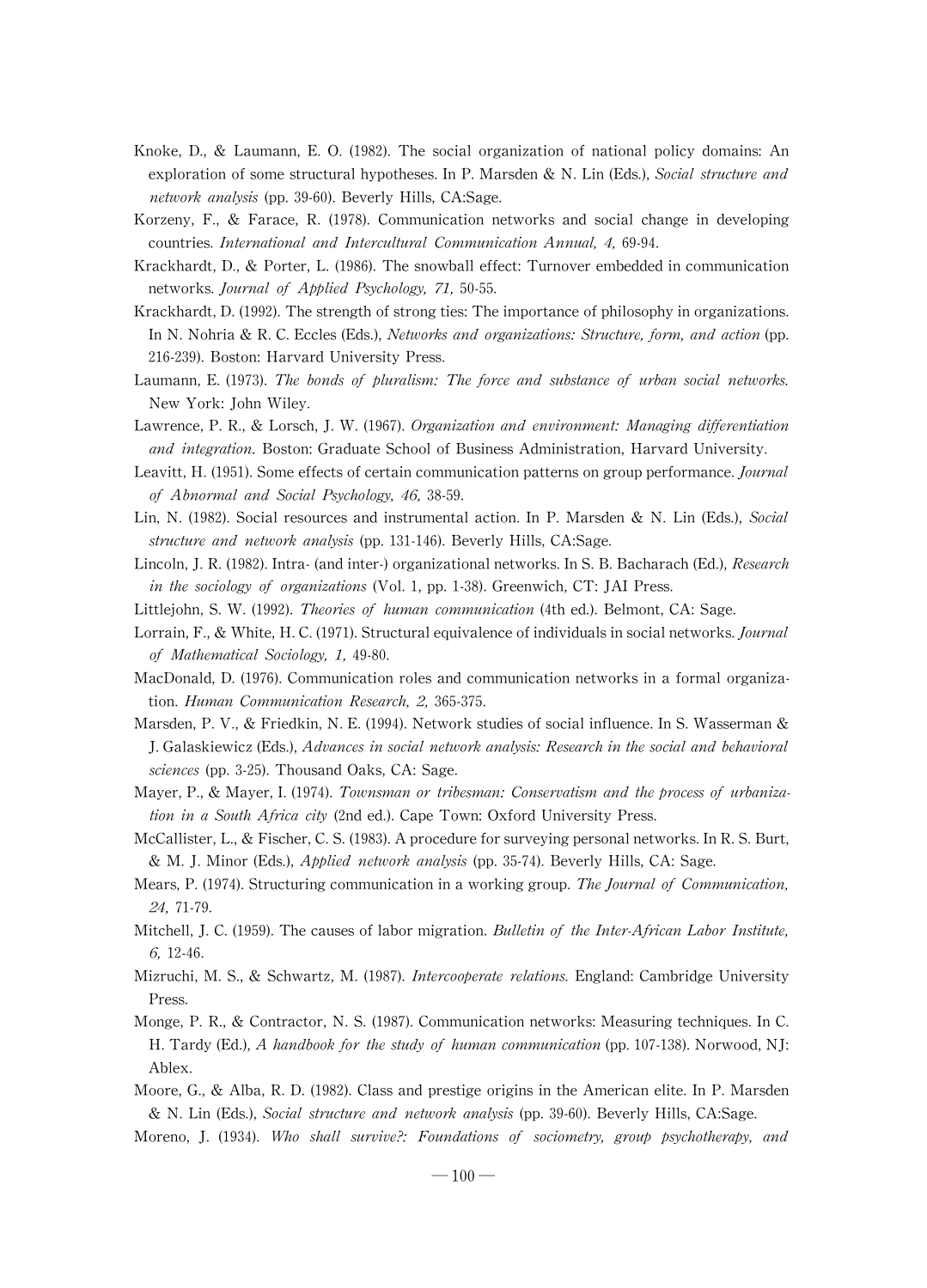Knoke, D., & Laumann, E. O. (1982). The social organization of national policy domains: An exploration of some structural hypotheses. In P. Marsden & N. Lin (Eds.), *Social structure and network analysis* (pp. 39-60). Beverly Hills, CA:Sage.

Korzeny, F., & Farace, R. (1978). Communication networks and social change in developing countries. *International and Intercultural Communication Annual, 4,* 69-94.

Krackhardt, D., & Porter, L. (1986). The snowball effect: Turnover embedded in communication networks. *Journal of Applied Psychology, 71,* 50-55.

Krackhardt, D. (1992). The strength of strong ties: The importance of philosophy in organizations. In N. Nohria & R. C. Eccles (Eds.), *Networks and organizations: Structure, form, and action* (pp. 216-239). Boston: Harvard University Press.

Laumann, E. (1973). *The bonds of pluralism: The force and substance of urban social networks.* New York: John Wiley.

Lawrence, P. R., & Lorsch, J. W. (1967). *Organization and environment: Managing differentiation and integration.* Boston: Graduate School of Business Administration, Harvard University.

Leavitt, H. (1951). Some effects of certain communication patterns on group performance. *Journal of Abnormal and Social Psychology, 46,* 38-59.

Lin, N. (1982). Social resources and instrumental action. In P. Marsden & N. Lin (Eds.), *Social structure and network analysis* (pp. 131-146). Beverly Hills, CA:Sage.

Lincoln, J. R. (1982). Intra- (and inter-) organizational networks. In S. B. Bacharach (Ed.), *Research in the sociology of organizations* (Vol. 1, pp. 1-38). Greenwich, CT: JAI Press.

Littlejohn, S. W. (1992). *Theories of human communication* (4th ed.). Belmont, CA: Sage.

Lorrain, F., & White, H. C. (1971). Structural equivalence of individuals in social networks. *Journal of Mathematical Sociology, 1,* 49-80.

MacDonald, D. (1976). Communication roles and communication networks in a formal organization. *Human Communication Research, 2,* 365-375.

Marsden, P. V., & Friedkin, N. E. (1994). Network studies of social influence. In S. Wasserman & J. Galaskiewicz (Eds.), *Advances in social network analysis: Research in the social and behavioral sciences* (pp. 3-25). Thousand Oaks, CA: Sage.

Mayer, P., & Mayer, I. (1974). *Townsman or tribesman: Conservatism and the process of urbanization in a South Africa city* (2nd ed.). Cape Town: Oxford University Press.

McCallister, L., & Fischer, C. S. (1983). A procedure for surveying personal networks. In R. S. Burt, & M. J. Minor (Eds.), *Applied network analysis* (pp. 35-74). Beverly Hills, CA: Sage.

Mears, P. (1974). Structuring communication in a working group. *The Journal of Communication, 24,* 71-79.

Mitchell, J. C. (1959). The causes of labor migration. *Bulletin of the Inter-African Labor Institute, 6,* 12-46.

Mizruchi, M. S., & Schwartz, M. (1987). *Intercooperate relations.* England: Cambridge University Press.

Monge, P. R., & Contractor, N. S. (1987). Communication networks: Measuring techniques. In C. H. Tardy (Ed.), *A handbook for the study of human communication* (pp. 107-138). Norwood, NJ: Ablex.

Moore, G., & Alba, R. D. (1982). Class and prestige origins in the American elite. In P. Marsden & N. Lin (Eds.), *Social structure and network analysis* (pp. 39-60). Beverly Hills, CA:Sage.

Moreno, J. (1934). *Who shall survive?: Foundations of sociometry, group psychotherapy, and*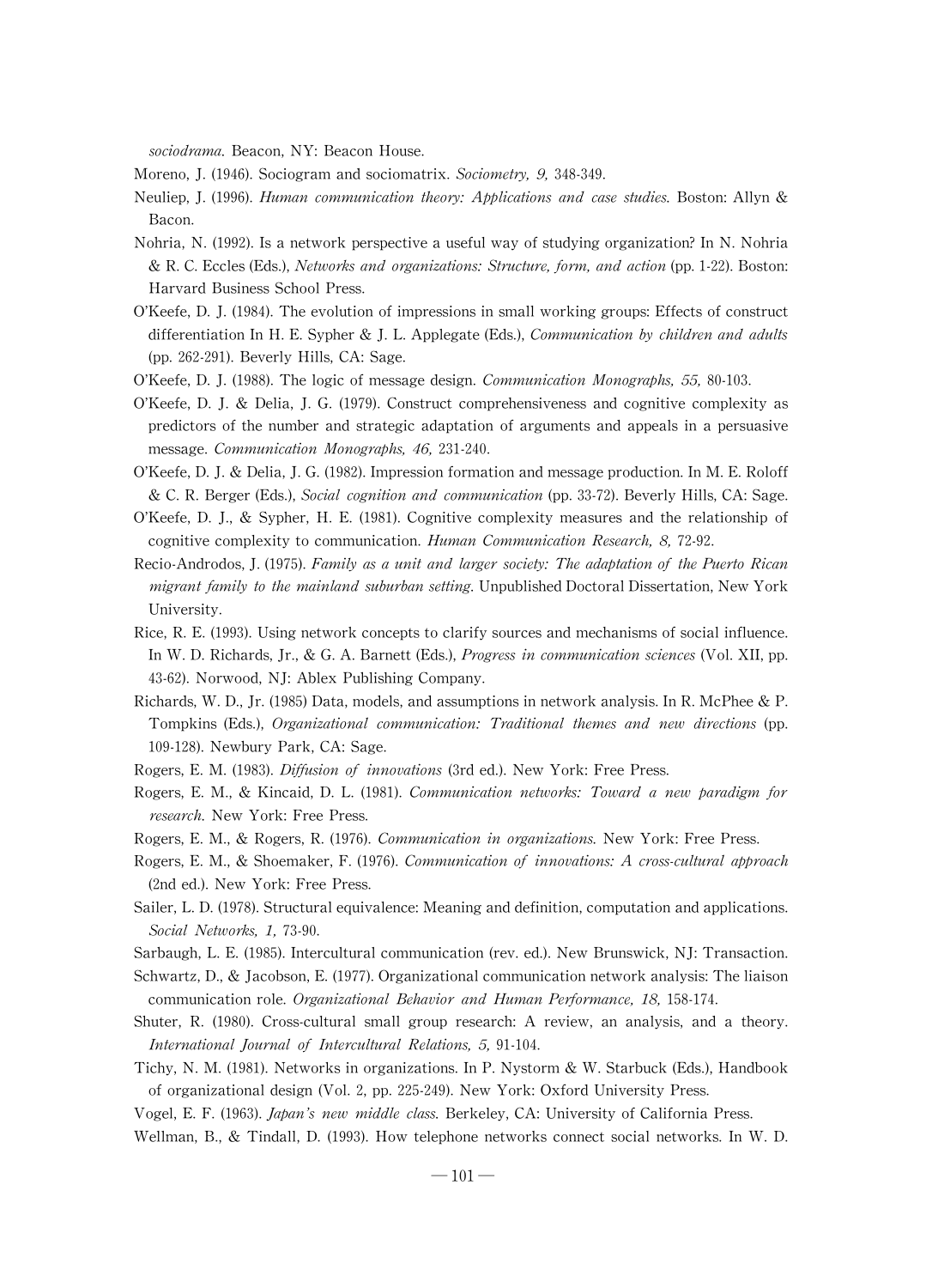*sociodrama.* Beacon, NY: Beacon House.

Moreno, J. (1946). Sociogram and sociomatrix. *Sociometry, 9,* 348-349.

Neuliep, J. (1996). *Human communication theory: Applications and case studies.* Boston: Allyn & Bacon.

Nohria, N. (1992). Is a network perspective a useful way of studying organization? In N. Nohria & R. C. Eccles (Eds.), *Networks and organizations: Structure, form, and action* (pp. 1-22). Boston: Harvard Business School Press.

O'Keefe, D. J. (1984). The evolution of impressions in small working groups: Effects of construct differentiation In H. E. Sypher & J. L. Applegate (Eds.), *Communication by children and adults* (pp. 262-291). Beverly Hills, CA: Sage.

O'Keefe, D. J. (1988). The logic of message design. *Communication Monographs, 55,* 80-103.

O'Keefe, D. J. & Delia, J. G. (1979). Construct comprehensiveness and cognitive complexity as predictors of the number and strategic adaptation of arguments and appeals in a persuasive message. *Communication Monographs, 46,* 231-240.

O'Keefe, D. J. & Delia, J. G. (1982). Impression formation and message production. In M. E. Roloff & C. R. Berger (Eds.), *Social cognition and communication* (pp. 33-72). Beverly Hills, CA: Sage.

O'Keefe, D. J., & Sypher, H. E. (1981). Cognitive complexity measures and the relationship of cognitive complexity to communication. *Human Communication Research, 8,* 72-92.

Recio-Androdos, J. (1975). *Family as a unit and larger society: The adaptation of the Puerto Rican migrant family to the mainland suburban setting.* Unpublished Doctoral Dissertation, New York University.

Rice, R. E. (1993). Using network concepts to clarify sources and mechanisms of social influence. In W. D. Richards, Jr., & G. A. Barnett (Eds.), *Progress in communication sciences* (Vol. XII, pp. 43-62). Norwood, NJ: Ablex Publishing Company.

Richards, W. D., Jr. (1985) Data, models, and assumptions in network analysis. In R. McPhee & P. Tompkins (Eds.), *Organizational communication: Traditional themes and new directions* (pp. 109-128). Newbury Park, CA: Sage.

Rogers, E. M. (1983). *Diffusion of innovations* (3rd ed.). New York: Free Press.

Rogers, E. M., & Kincaid, D. L. (1981). *Communication networks: Toward a new paradigm for research.* New York: Free Press.

Rogers, E. M., & Rogers, R. (1976). *Communication in organizations.* New York: Free Press.

Rogers, E. M., & Shoemaker, F. (1976). *Communication of innovations: A cross-cultural approach* (2nd ed.). New York: Free Press.

Sailer, L. D. (1978). Structural equivalence: Meaning and definition, computation and applications. *Social Networks, 1,* 73-90.

Sarbaugh, L. E. (1985). Intercultural communication (rev. ed.). New Brunswick, NJ: Transaction.

Schwartz, D., & Jacobson, E. (1977). Organizational communication network analysis: The liaison communication role. *Organizational Behavior and Human Performance, 18,* 158-174.

Shuter, R. (1980). Cross-cultural small group research: A review, an analysis, and a theory. *International Journal of Intercultural Relations, 5,* 91-104.

Tichy, N. M. (1981). Networks in organizations. In P. Nystorm & W. Starbuck (Eds.), Handbook of organizational design (Vol. 2, pp. 225-249). New York: Oxford University Press.

Vogel, E. F. (1963). *Japan's new middle class.* Berkeley, CA: University of California Press.

Wellman, B., & Tindall, D. (1993). How telephone networks connect social networks. In W. D.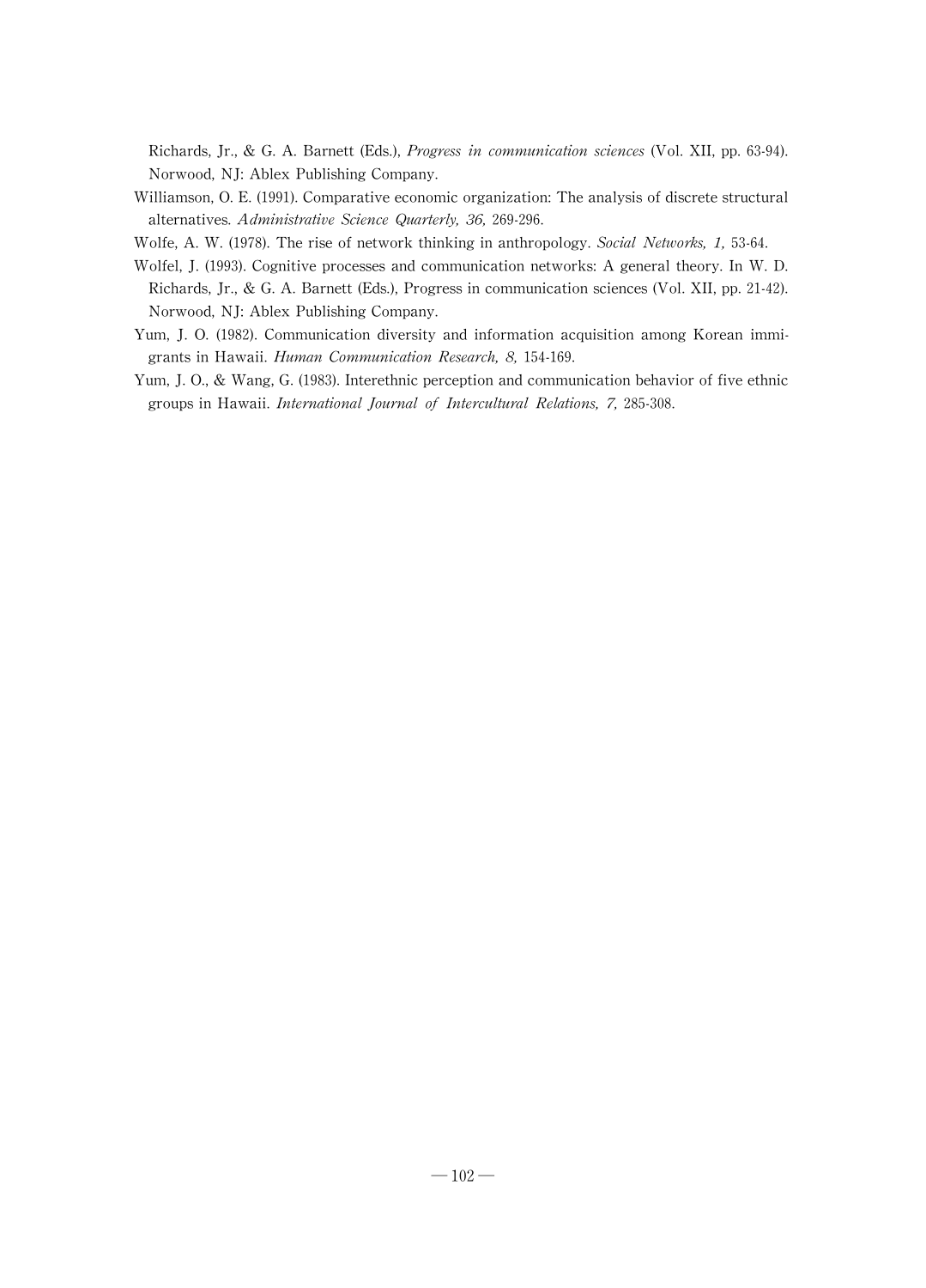Richards, Jr., & G. A. Barnett (Eds.), *Progress in communication sciences* (Vol. XII, pp. 63-94). Norwood, NJ: Ablex Publishing Company.

Williamson, O. E. (1991). Comparative economic organization: The analysis of discrete structural alternatives. *Administrative Science Quarterly, 36,* 269-296.

Wolfe, A. W. (1978). The rise of network thinking in anthropology. *Social Networks, 1,* 53-64.

Wolfel, J. (1993). Cognitive processes and communication networks: A general theory. In W. D. Richards, Jr., & G. A. Barnett (Eds.), Progress in communication sciences (Vol. XII, pp. 21-42). Norwood, NJ: Ablex Publishing Company.

Yum, J. O. (1982). Communication diversity and information acquisition among Korean immigrants in Hawaii. *Human Communication Research, 8,* 154-169.

Yum, J. O., & Wang, G. (1983). Interethnic perception and communication behavior of five ethnic groups in Hawaii. *International Journal of Intercultural Relations, 7,* 285-308.